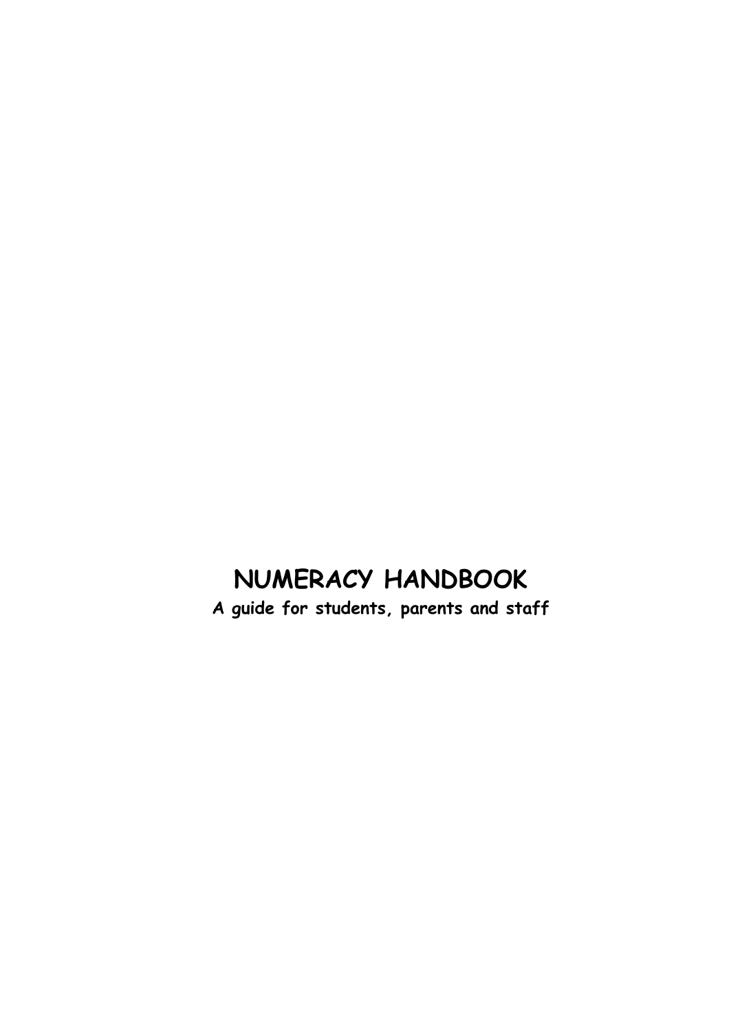# NUMERACY HANDBOOK

**A guide for students, parents and staff**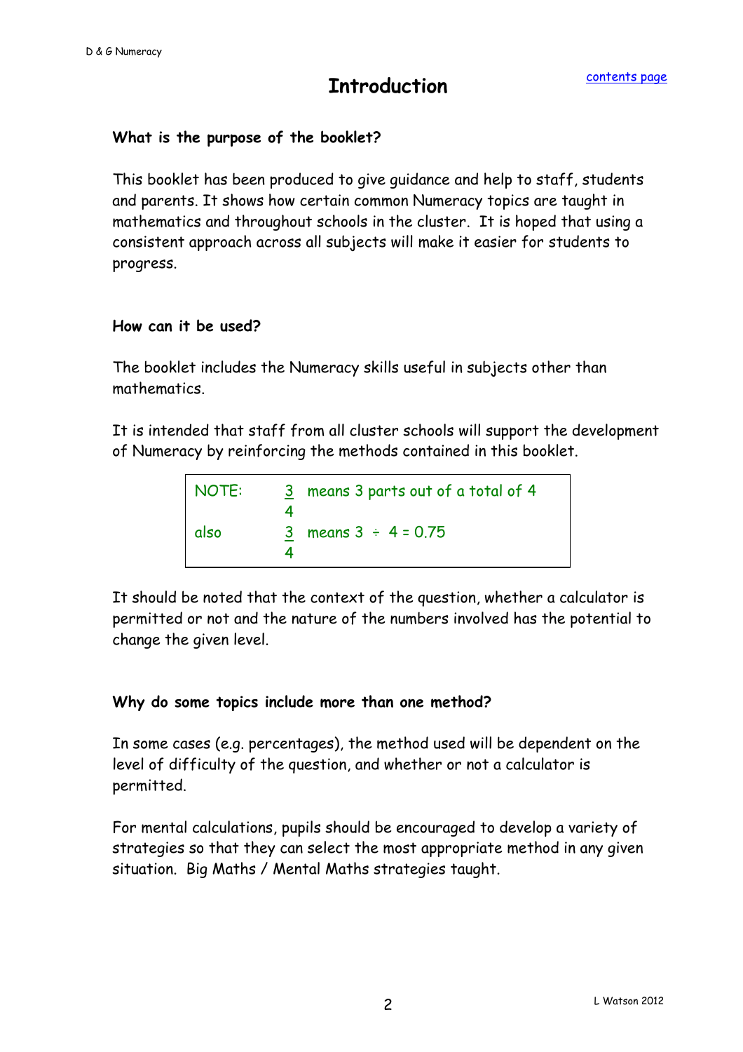# Introduction

contents page

**What is the purpose of the booklet?**

This booklet has been produced to give guidance and help to staff, students and parents. It shows how certain common Numeracy topics are taught in mathematics and throughout schools in the cluster. It is hoped that using a consistent approach across all subjects will make it easier for students to progress.

**How can it be used?**

The booklet includes the Numeracy skills useful in subjects other than mathematics.

It is intended that staff from all cluster schools will support the development of Numeracy by reinforcing the methods contained in this booklet.

> NOTE: $\frac{3}{4}$ means 3 parts out of a total of 4
>
> also $\frac{3}{4}$ means $3 \div 4 = 0.75$

It should be noted that the context of the question, whether a calculator is permitted or not and the nature of the numbers involved has the potential to change the given level.

**Why do some topics include more than one method?**

In some cases (e.g. percentages), the method used will be dependent on the level of difficulty of the question, and whether or not a calculator is permitted.

For mental calculations, pupils should be encouraged to develop a variety of strategies so that they can select the most appropriate method in any given situation. Big Maths / Mental Maths strategies taught.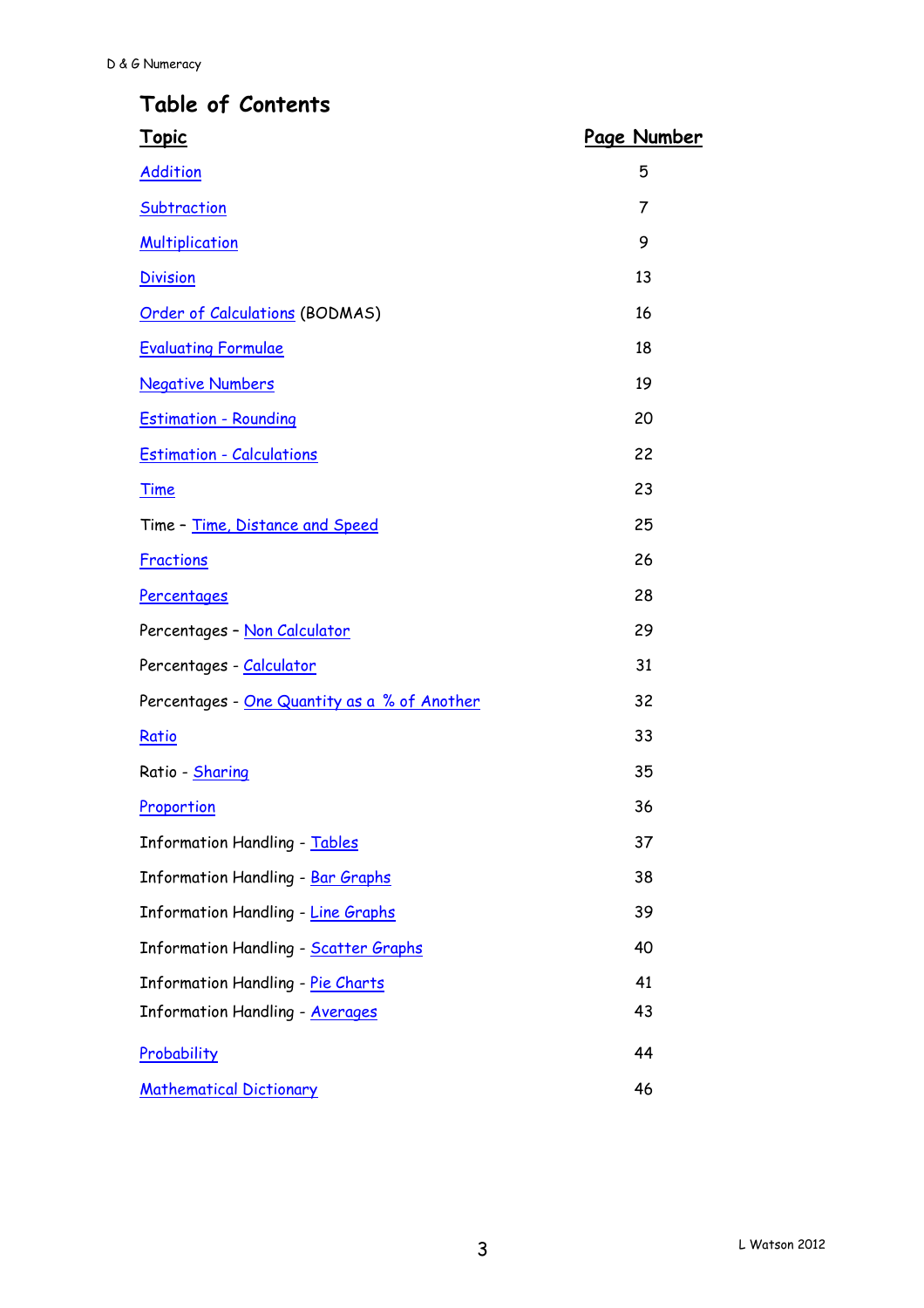# Table of Contents

| Topic | Page Number |
|---|---|
| Addition | 5 |
| Subtraction | 7 |
| Multiplication | 9 |
| Division | 13 |
| Order of Calculations (BODMAS) | 16 |
| Evaluating Formulae | 18 |
| Negative Numbers | 19 |
| Estimation - Rounding | 20 |
| Estimation - Calculations | 22 |
| Time | 23 |
| Time – Time, Distance and Speed | 25 |
| Fractions | 26 |
| Percentages | 28 |
| Percentages – Non Calculator | 29 |
| Percentages - Calculator | 31 |
| Percentages - One Quantity as a % of Another | 32 |
| Ratio | 33 |
| Ratio - Sharing | 35 |
| Proportion | 36 |
| Information Handling - Tables | 37 |
| Information Handling - Bar Graphs | 38 |
| Information Handling - Line Graphs | 39 |
| Information Handling - Scatter Graphs | 40 |
| Information Handling - Pie Charts | 41 |
| Information Handling - Averages | 43 |
| Probability | 44 |
| Mathematical Dictionary | 46 |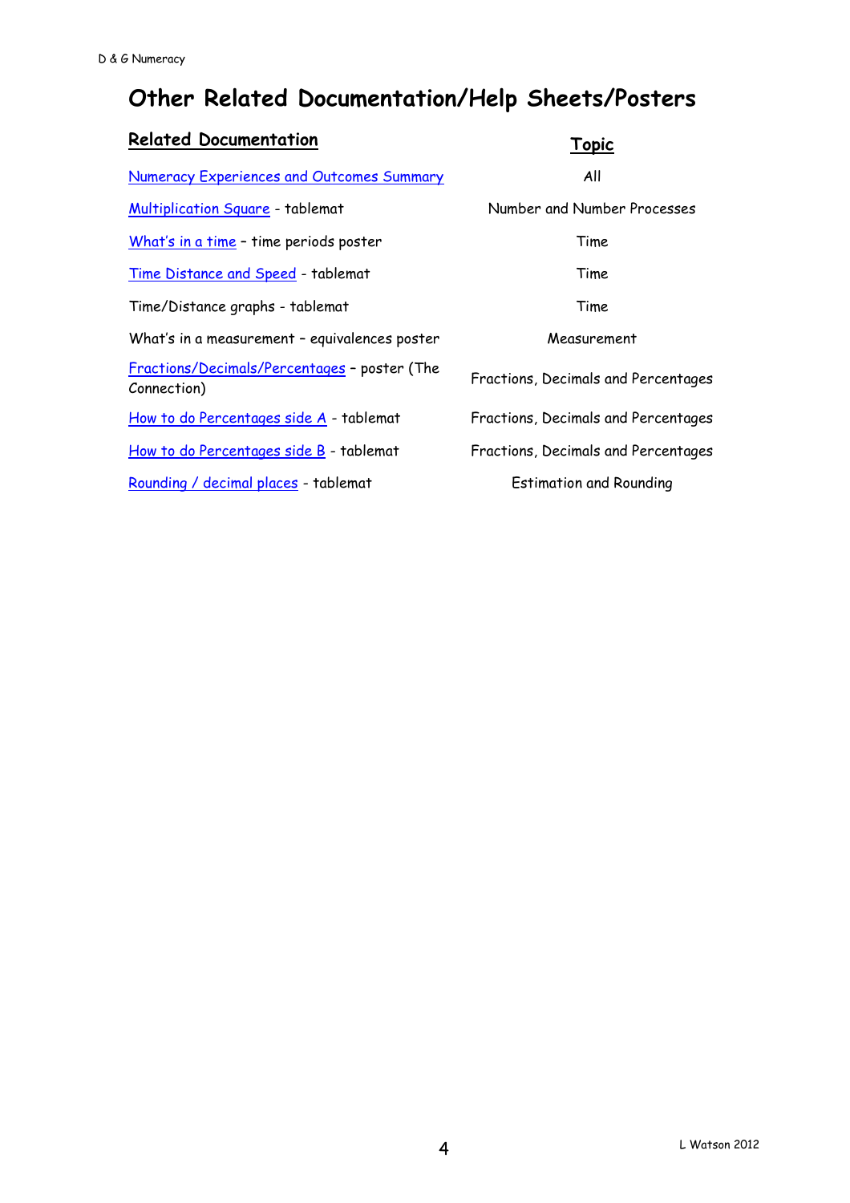# Other Related Documentation/Help Sheets/Posters

| **Related Documentation** | **Topic** |
|---|---|
| Numeracy Experiences and Outcomes Summary | All |
| Multiplication Square - tablemat | Number and Number Processes |
| What's in a time – time periods poster | Time |
| Time Distance and Speed - tablemat | Time |
| Time/Distance graphs - tablemat | Time |
| What's in a measurement – equivalences poster | Measurement |
| Fractions/Decimals/Percentages – poster (The Connection) | Fractions, Decimals and Percentages |
| How to do Percentages side A - tablemat | Fractions, Decimals and Percentages |
| How to do Percentages side B - tablemat | Fractions, Decimals and Percentages |
| Rounding / decimal places - tablemat | Estimation and Rounding |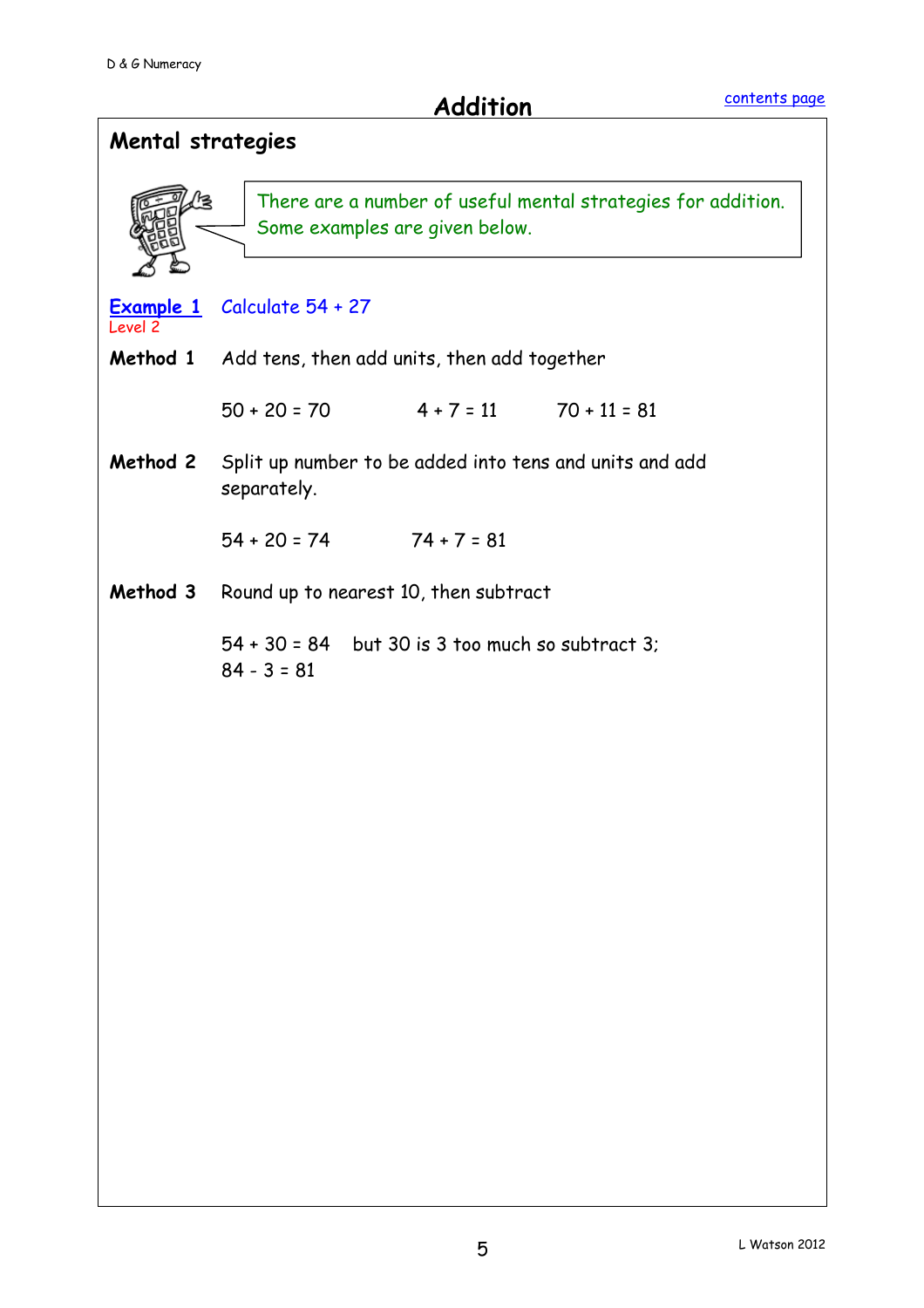# Addition

contents page

## Mental strategies

There are a number of useful mental strategies for addition. Some examples are given below.

**Example 1** Calculate 54 + 27
Level 2

**Method 1** Add tens, then add units, then add together

$50 + 20 = 70$ $4 + 7 = 11$ $70 + 11 = 81$

**Method 2** Split up number to be added into tens and units and add separately.

$54 + 20 = 74$ $74 + 7 = 81$

**Method 3** Round up to nearest 10, then subtract

$54 + 30 = 84$ but 30 is 3 too much so subtract 3;
$84 - 3 = 81$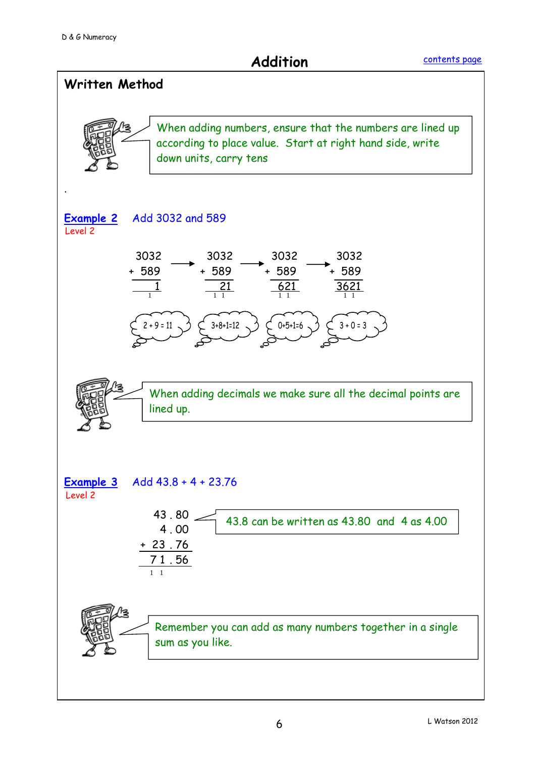# Addition

## Written Method

When adding numbers, ensure that the numbers are lined up according to place value. Start at right hand side, write down units, carry tens

**Example 2** Add 3032 and 589

Level 2

```
  3032        3032        3032        3032
+  589   →  +  589   →  +  589   →  +  589
     1          21         621        3621
     1         1 1         1 1         1 1
```

2 + 9 = 11 &nbsp;&nbsp; 3+8+1=12 &nbsp;&nbsp; 0+5+1=6 &nbsp;&nbsp; 3 + 0 = 3

When adding decimals we make sure all the decimal points are lined up.

**Example 3** Add 43.8 + 4 + 23.76

Level 2

```
   43 . 80
    4 . 00
+  23 . 76
   71 . 56
   1  1
```

43.8 can be written as 43.80 and 4 as 4.00

Remember you can add as many numbers together in a single sum as you like.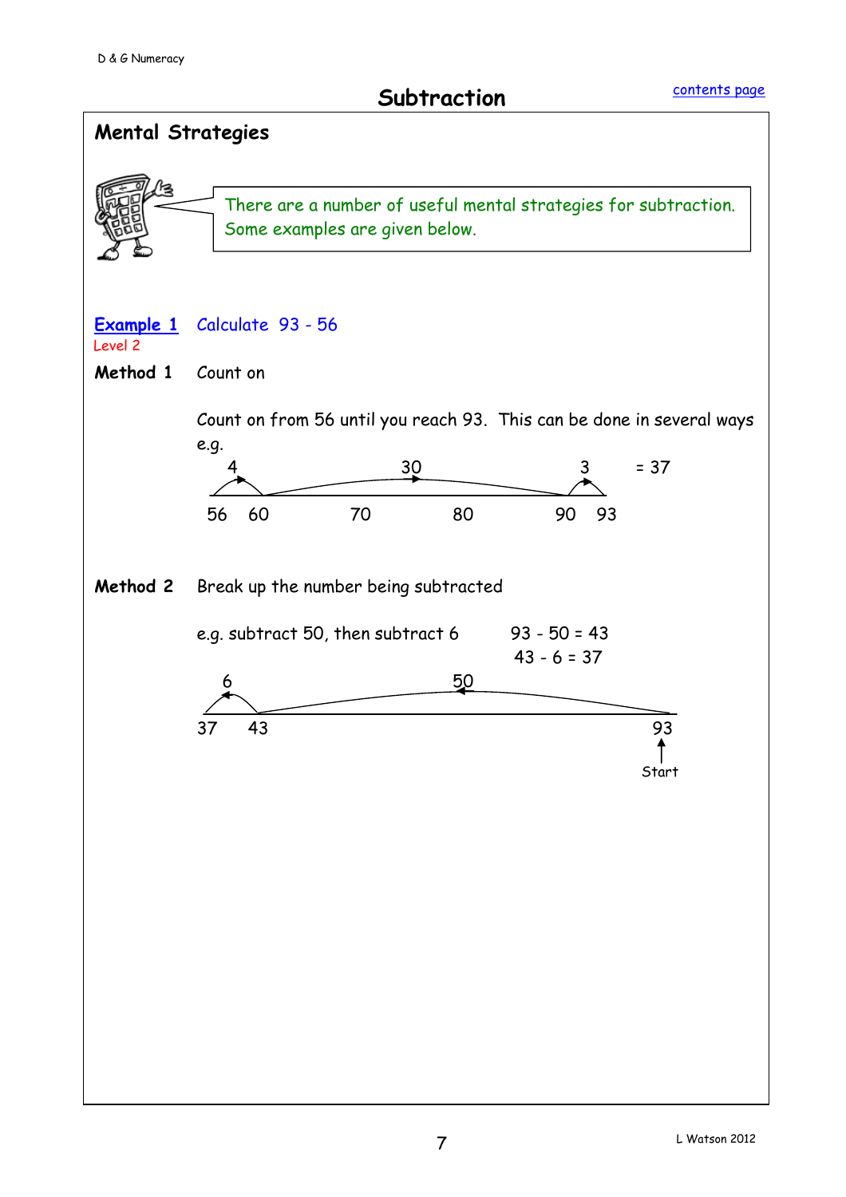# Subtraction

contents page

## Mental Strategies

There are a number of useful mental strategies for subtraction. Some examples are given below.

**Example 1** Calculate 93 - 56

Level 2

**Method 1** Count on

Count on from 56 until you reach 93. This can be done in several ways e.g.

4, 30, 3 = 37

56 60 70 80 90 93

**Method 2** Break up the number being subtracted

e.g. subtract 50, then subtract 6

93 - 50 = 43
43 - 6 = 37

6, 50

37 43 93

Start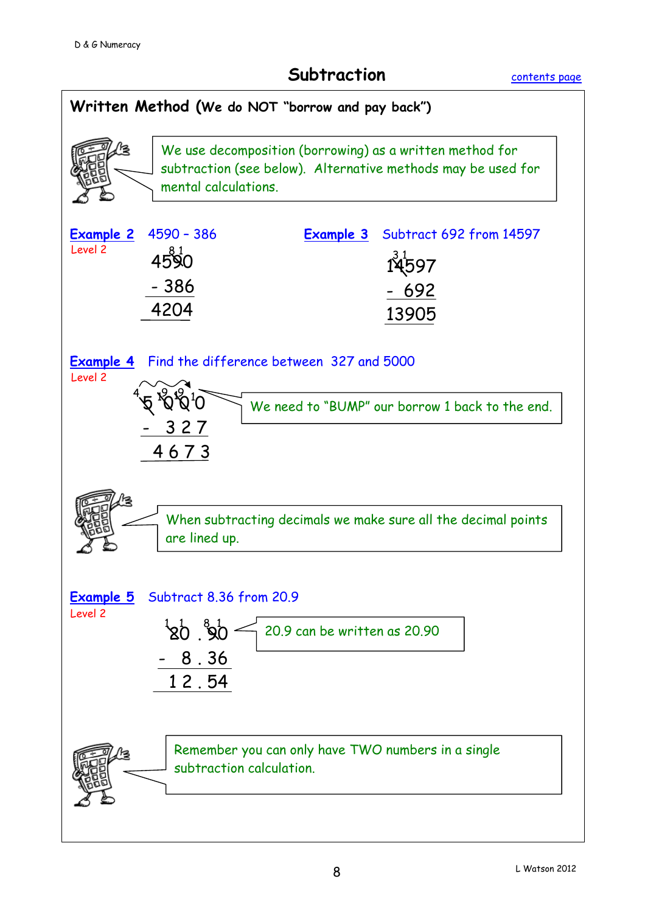# Subtraction

[contents page]

## Written Method (We do NOT "borrow and pay back")

We use decomposition (borrowing) as a written method for subtraction (see below). Alternative methods may be used for mental calculations.

**Example 2** 4590 – 386
Level 2

```
  8 1
 4590
- 386
 4204
```

**Example 3** Subtract 692 from 14597

```
 3 1
 14597
-  692
 13905
```

**Example 4** Find the difference between 327 and 5000
Level 2

```
4  9  9  1
 5  0  0  0
-   3  2  7
 4  6  7  3
```

We need to "BUMP" our borrow 1 back to the end.

When subtracting decimals we make sure all the decimal points are lined up.

**Example 5** Subtract 8.36 from 20.9
Level 2

```
 1 1   8 1
 2 0 . 9 0
-  8 . 3 6
 1 2 . 5 4
```

20.9 can be written as 20.90

Remember you can only have TWO numbers in a single subtraction calculation.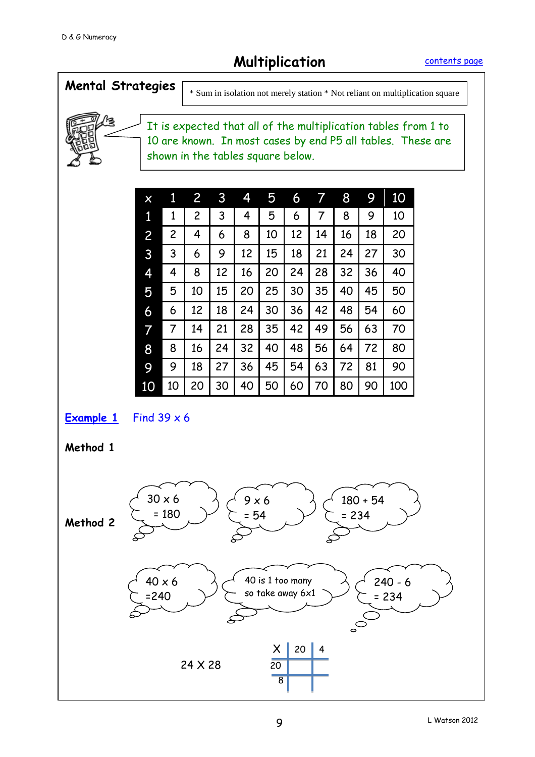# Multiplication

[contents page]

## Mental Strategies

* Sum in isolation not merely station * Not reliant on multiplication square

It is expected that all of the multiplication tables from 1 to 10 are known. In most cases by end P5 all tables. These are shown in the tables square below.

| x | 1 | 2 | 3 | 4 | 5 | 6 | 7 | 8 | 9 | 10 |
|---|---|---|---|---|---|---|---|---|---|---|
| 1 | 1 | 2 | 3 | 4 | 5 | 6 | 7 | 8 | 9 | 10 |
| 2 | 2 | 4 | 6 | 8 | 10 | 12 | 14 | 16 | 18 | 20 |
| 3 | 3 | 6 | 9 | 12 | 15 | 18 | 21 | 24 | 27 | 30 |
| 4 | 4 | 8 | 12 | 16 | 20 | 24 | 28 | 32 | 36 | 40 |
| 5 | 5 | 10 | 15 | 20 | 25 | 30 | 35 | 40 | 45 | 50 |
| 6 | 6 | 12 | 18 | 24 | 30 | 36 | 42 | 48 | 54 | 60 |
| 7 | 7 | 14 | 21 | 28 | 35 | 42 | 49 | 56 | 63 | 70 |
| 8 | 8 | 16 | 24 | 32 | 40 | 48 | 56 | 64 | 72 | 80 |
| 9 | 9 | 18 | 27 | 36 | 45 | 54 | 63 | 72 | 81 | 90 |
| 10 | 10 | 20 | 30 | 40 | 50 | 60 | 70 | 80 | 90 | 100 |

**Example 1** Find 39 x 6

**Method 1**

30 x 6 = 180

9 x 6 = 54

180 + 54 = 234

**Method 2**

40 x 6 =240

40 is 1 too many so take away 6x1

240 - 6 = 234

24 X 28

| X | 20 | 4 |
|---|---|---|
| 20 | | |
| 8 | | |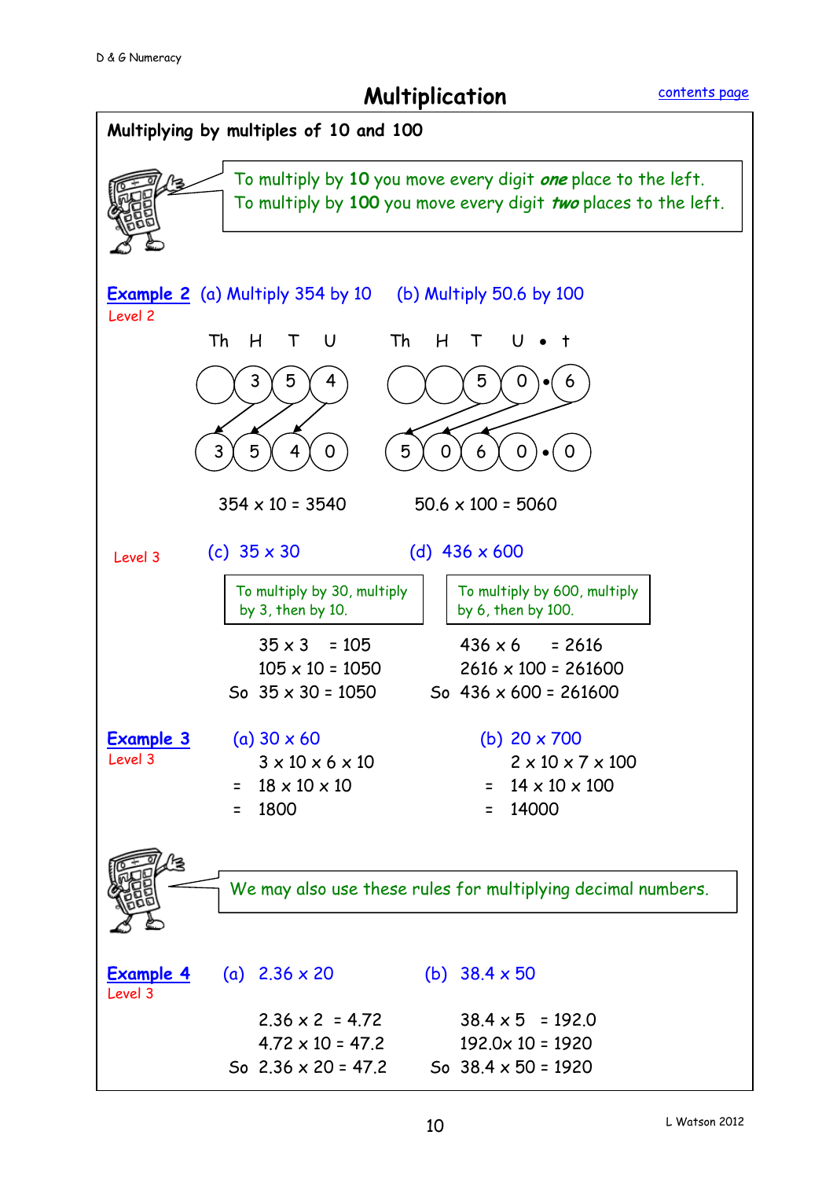# Multiplication

contents page

## Multiplying by multiples of 10 and 100

To multiply by **10** you move every digit ***one*** place to the left.
To multiply by **100** you move every digit ***two*** places to the left.

**Example 2** (a) Multiply 354 by 10 (b) Multiply 50.6 by 100

Level 2

| Th | H | T | U |
|---|---|---|---|
| | 3 | 5 | 4 |
| 3 | 5 | 4 | 0 |

$354 \times 10 = 3540$

| Th | H | T | U | • | t |
|---|---|---|---|---|---|
| | | 5 | 0 | • | 6 |
| 5 | 0 | 6 | 0 | • | 0 |

$50.6 \times 100 = 5060$

Level 3 (c) 35 x 30 (d) 436 x 600

**(c)** To multiply by 30, multiply by 3, then by 10.

$35 \times 3 = 105$
$105 \times 10 = 1050$
So $35 \times 30 = 1050$

**(d)** To multiply by 600, multiply by 6, then by 100.

$436 \times 6 = 2616$
$2616 \times 100 = 261600$
So $436 \times 600 = 261600$

**Example 3** (a) 30 x 60

Level 3

$3 \times 10 \times 6 \times 10$
$= 18 \times 10 \times 10$
$= 1800$

(b) 20 x 700

$2 \times 10 \times 7 \times 100$
$= 14 \times 10 \times 100$
$= 14000$

We may also use these rules for multiplying decimal numbers.

**Example 4** (a) 2.36 x 20

Level 3

$2.36 \times 2 = 4.72$
$4.72 \times 10 = 47.2$
So $2.36 \times 20 = 47.2$

(b) 38.4 x 50

$38.4 \times 5 = 192.0$
$192.0 \times 10 = 1920$
So $38.4 \times 50 = 1920$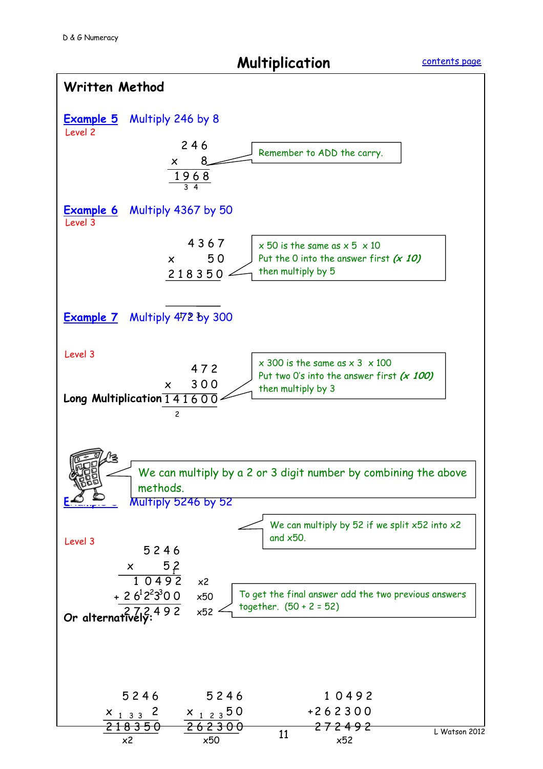# Multiplication

## Written Method

**Example 5** Multiply 246 by 8

Level 2

```
   2 4 6
 x     8
 1 9 6 8
   3 4
```

Remember to ADD the carry.

**Example 6** Multiply 4367 by 50

Level 3

```
     4 3 6 7
 x       5 0
 2 1 8 3 5 0
   1 3 3
```

x 50 is the same as x 5 x 10
Put the 0 into the answer first *(x 10)*
then multiply by 5

**Example 7** Multiply 472 by 300

Level 3

```
       4 7 2
 x     3 0 0
 1 4 1 6 0 0
     2
```

x 300 is the same as x 3 x 100
Put two 0's into the answer first *(x 100)*
then multiply by 3

## Long Multiplication

We can multiply by a 2 or 3 digit number by combining the above methods.

**Example 8** Multiply 5246 by 52

Level 3

We can multiply by 52 if we split x52 into x2 and x50.

```
       5 2 4 6
 x         5 2
     1 0 4 9 2     x2
 +   2 6 2 3 0 0   x50
     2 7 2 4 9 2   x52
```

To get the final answer add the two previous answers together. (50 + 2 = 52)

**Or alternatively:**

```
    5 2 4 6           5 2 4 6            1 0 4 9 2
 x        2        x      5 0          + 2 6 2 3 0 0
  1 0 4 9 2         2 6 2 3 0 0          2 7 2 4 9 2
     x2                x50                  x52
```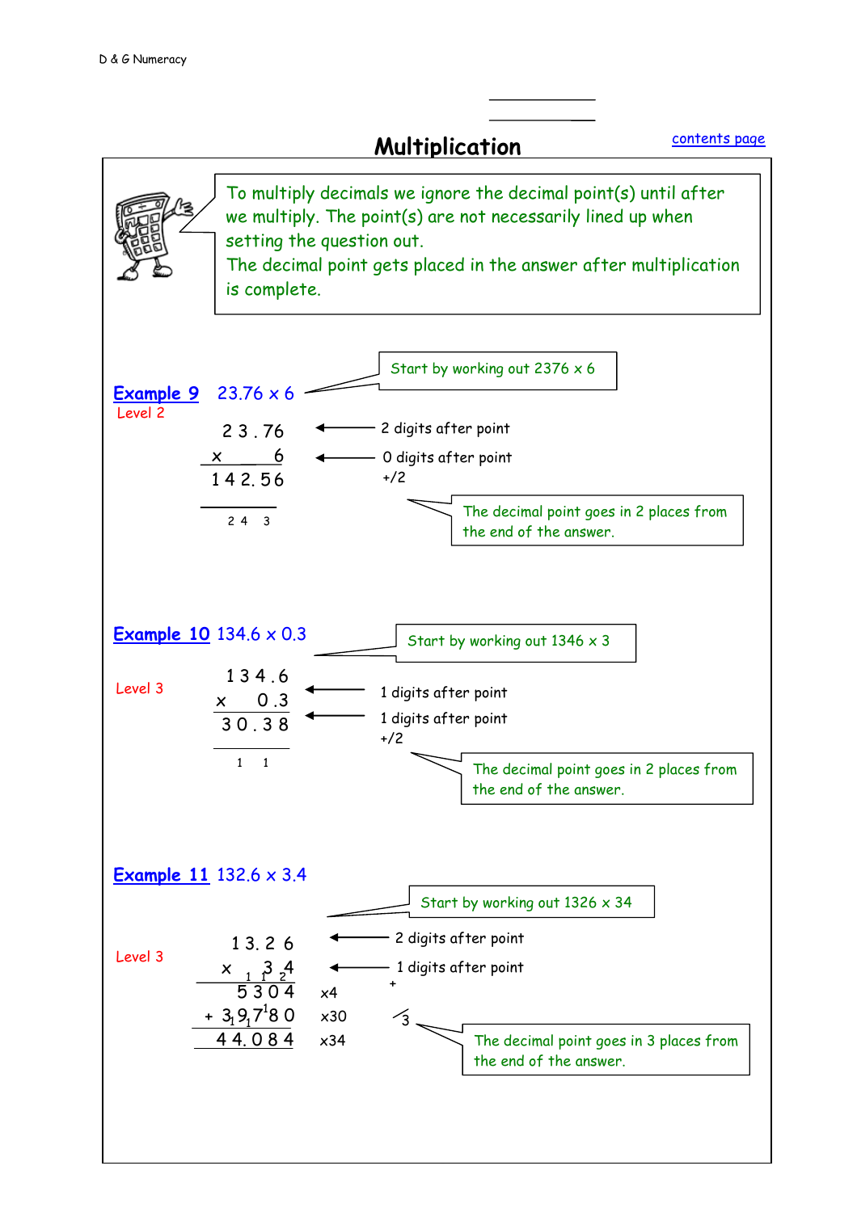# Multiplication

contents page

To multiply decimals we ignore the decimal point(s) until after we multiply. The point(s) are not necessarily lined up when setting the question out.
The decimal point gets placed in the answer after multiplication is complete.

**Example 9** 23.76 x 6

Level 2

Start by working out 2376 x 6

```
  2 3 . 7 6     ← 2 digits after point
x         6     ← 0 digits after point
 1 4 2. 5 6       +/2
   2 4   3
```

The decimal point goes in 2 places from the end of the answer.

**Example 10** 134.6 x 0.3

Level 3

Start by working out 1346 x 3

```
  1 3 4 . 6     ← 1 digits after point
x       0 .3    ← 1 digits after point
  3 0 . 3 8       +/2
    1   1
```

The decimal point goes in 2 places from the end of the answer.

**Example 11** 132.6 x 3.4

Level 3

Start by working out 1326 x 34

```
    1 3. 2 6        ← 2 digits after point
x      1 1 3 2 4    ← 1 digits after point
      5 3 0 4     x4      +
+ 3 1 9 1 7 1 8 0 x30     3
  4 4. 0 8 4      x34
```

The decimal point goes in 3 places from the end of the answer.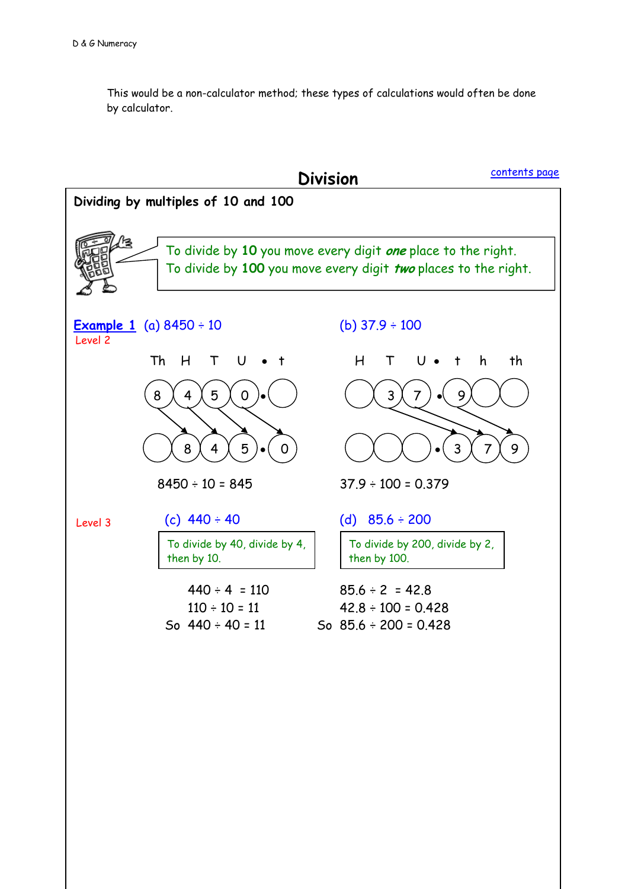This would be a non-calculator method; these types of calculations would often be done by calculator.

## Division

contents page

### Dividing by multiples of 10 and 100

To divide by **10** you move every digit ***one*** place to the right.
To divide by **100** you move every digit ***two*** places to the right.

**Example 1** (a) 8450 ÷ 10

Level 2

| Th | H | T | U | • | t |
|---|---|---|---|---|---|
| 8 | 4 | 5 | 0 | • | |
| | 8 | 4 | 5 | • | 0 |

8450 ÷ 10 = 845

(b) 37.9 ÷ 100

| H | T | U | • | t | h | th |
|---|---|---|---|---|---|---|
| | 3 | 7 | • | 9 | | |
| | | | • | 3 | 7 | 9 |

37.9 ÷ 100 = 0.379

Level 3

(c) 440 ÷ 40

To divide by 40, divide by 4, then by 10.

440 ÷ 4 = 110
110 ÷ 10 = 11
So 440 ÷ 40 = 11

(d) 85.6 ÷ 200

To divide by 200, divide by 2, then by 100.

85.6 ÷ 2 = 42.8
42.8 ÷ 100 = 0.428
So 85.6 ÷ 200 = 0.428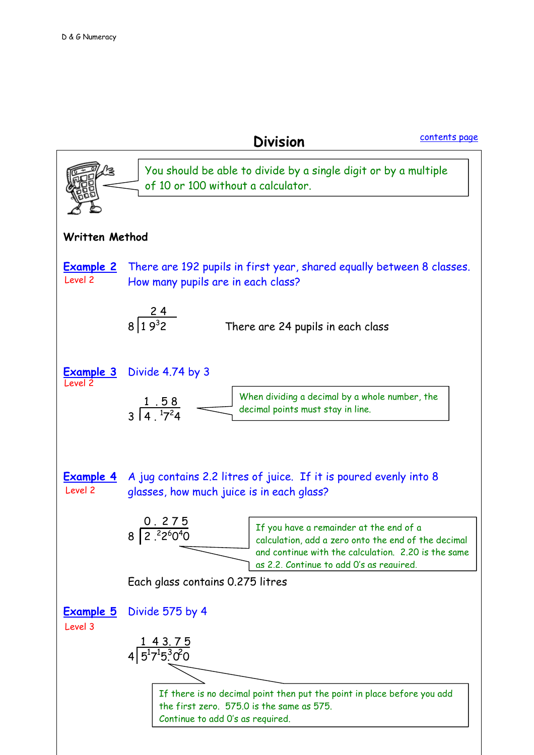# Division

You should be able to divide by a single digit or by a multiple of 10 or 100 without a calculator.

**Written Method**

**Example 2** Level 2

There are 192 pupils in first year, shared equally between 8 classes. How many pupils are in each class?

$$8 \overline{)1\,9^{3}2} = 2\,4$$

There are 24 pupils in each class

**Example 3** Level 2

Divide 4.74 by 3

$$3 \overline{)4\,.\,^{1}7^{2}4} = 1\,.\,5\,8$$

When dividing a decimal by a whole number, the decimal points must stay in line.

**Example 4** Level 2

A jug contains 2.2 litres of juice. If it is poured evenly into 8 glasses, how much juice is in each glass?

$$8 \overline{)2\,.\,^{2}2^{6}0^{4}0} = 0\,.\,2\,7\,5$$

If you have a remainder at the end of a calculation, add a zero onto the end of the decimal and continue with the calculation. 2.20 is the same as 2.2. Continue to add 0's as required.

Each glass contains 0.275 litres

**Example 5** Level 3

Divide 575 by 4

$$4 \overline{)5^{1}7^{1}5.^{3}0^{2}0} = 1\,4\,3.\,7\,5$$

If there is no decimal point then put the point in place before you add the first zero. 575.0 is the same as 575.
Continue to add 0's as required.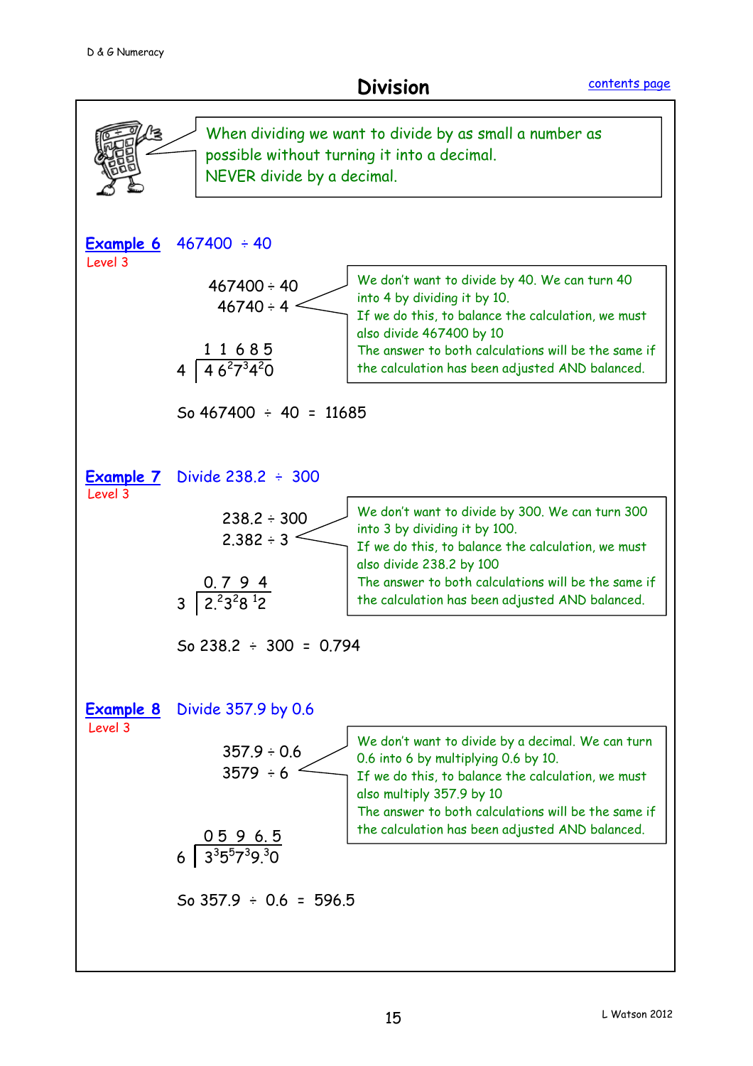# Division

When dividing we want to divide by as small a number as possible without turning it into a decimal.
NEVER divide by a decimal.

**Example 6** 467400 ÷ 40

Level 3

$467400 \div 40$

$46740 \div 4$

We don't want to divide by 40. We can turn 40 into 4 by dividing it by 10.
If we do this, to balance the calculation, we must also divide 467400 by 10
The answer to both calculations will be the same if the calculation has been adjusted AND balanced.

$$\begin{array}{r} 1\;1\;6\;8\;5 \\ 4\;\overline{)\;4\;6^{2}7^{3}4^{2}0} \end{array}$$

So $467400 \div 40 = 11685$

**Example 7** Divide 238.2 ÷ 300

Level 3

$238.2 \div 300$

$2.382 \div 3$

We don't want to divide by 300. We can turn 300 into 3 by dividing it by 100.
If we do this, to balance the calculation, we must also divide 238.2 by 100
The answer to both calculations will be the same if the calculation has been adjusted AND balanced.

$$\begin{array}{r} 0.\;7\;9\;4 \\ 3\;\overline{)\;2.^{2}3^{2}8\;^{1}2} \end{array}$$

So $238.2 \div 300 = 0.794$

**Example 8** Divide 357.9 by 0.6

Level 3

$357.9 \div 0.6$

$3579 \div 6$

We don't want to divide by a decimal. We can turn 0.6 into 6 by multiplying 0.6 by 10.
If we do this, to balance the calculation, we must also multiply 357.9 by 10
The answer to both calculations will be the same if the calculation has been adjusted AND balanced.

$$\begin{array}{r} 0\;5\;9\;6.\;5 \\ 6\;\overline{)\;3^{3}5^{5}7^{3}9.^{3}0} \end{array}$$

So $357.9 \div 0.6 = 596.5$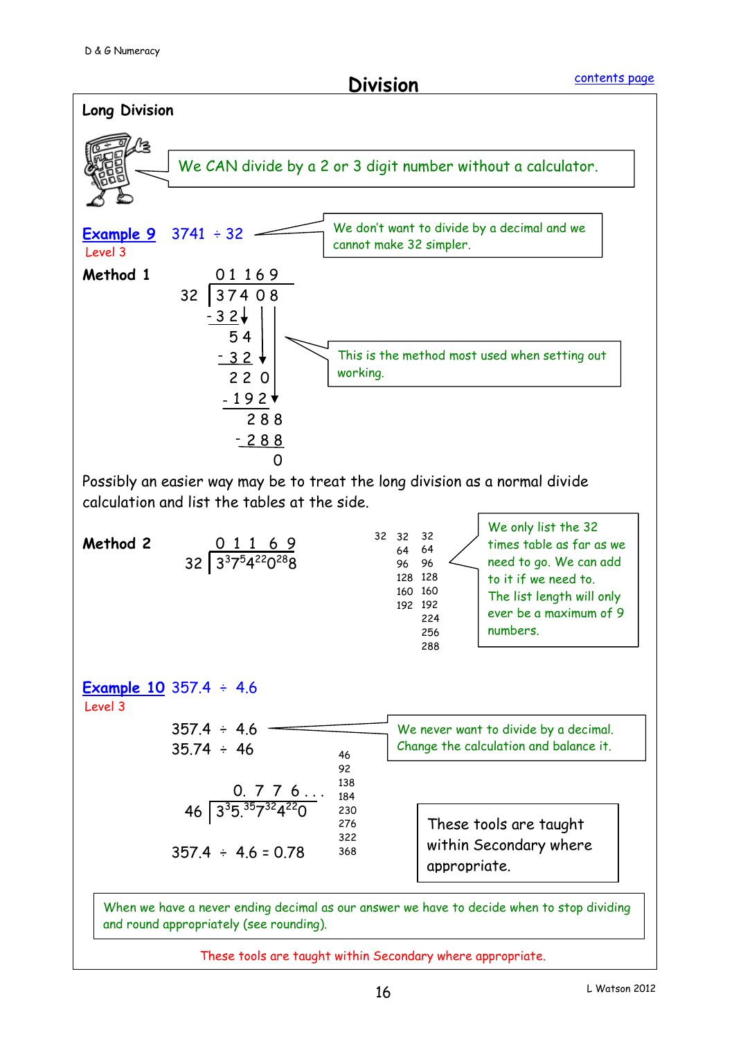# Division

## Long Division

We CAN divide by a 2 or 3 digit number without a calculator.

**Example 9** 3741 ÷ 32

Level 3

We don't want to divide by a decimal and we cannot make 32 simpler.

**Method 1**

```
       0 1 1 6 9
  32 | 3 7 4 0 8
      -3 2
         5 4
       - 3 2
         2 2 0
       - 1 9 2
           2 8 8
         - 2 8 8
               0
```

This is the method most used when setting out working.

Possibly an easier way may be to treat the long division as a normal divide calculation and list the tables at the side.

**Method 2**

$$32 \overline{)\,3^{3}7^{5}4^{22}0^{28}8}$$ 

with quotient 0 1 1 6 9

| | | |
|---|---|---|
| 32 | 32 | 32 |
| | 64 | 64 |
| | 96 | 96 |
| | 128 | 128 |
| | 160 | 160 |
| | 192 | 192 |
| | | 224 |
| | | 256 |
| | | 288 |

We only list the 32 times table as far as we need to go. We can add to it if we need to. The list length will only ever be a maximum of 9 numbers.

**Example 10** 357.4 ÷ 4.6

Level 3

357.4 ÷ 4.6

35.74 ÷ 46

We never want to divide by a decimal. Change the calculation and balance it.

$$46 \overline{)\,3^{3}5.^{35}7^{32}4^{22}0}$$ 

with quotient 0. 7 7 6 . . .

| |
|---|
| 46 |
| 92 |
| 138 |
| 184 |
| 230 |
| 276 |
| 322 |
| 368 |

357.4 ÷ 4.6 = 0.78

These tools are taught within Secondary where appropriate.

When we have a never ending decimal as our answer we have to decide when to stop dividing and round appropriately (see rounding).

These tools are taught within Secondary where appropriate.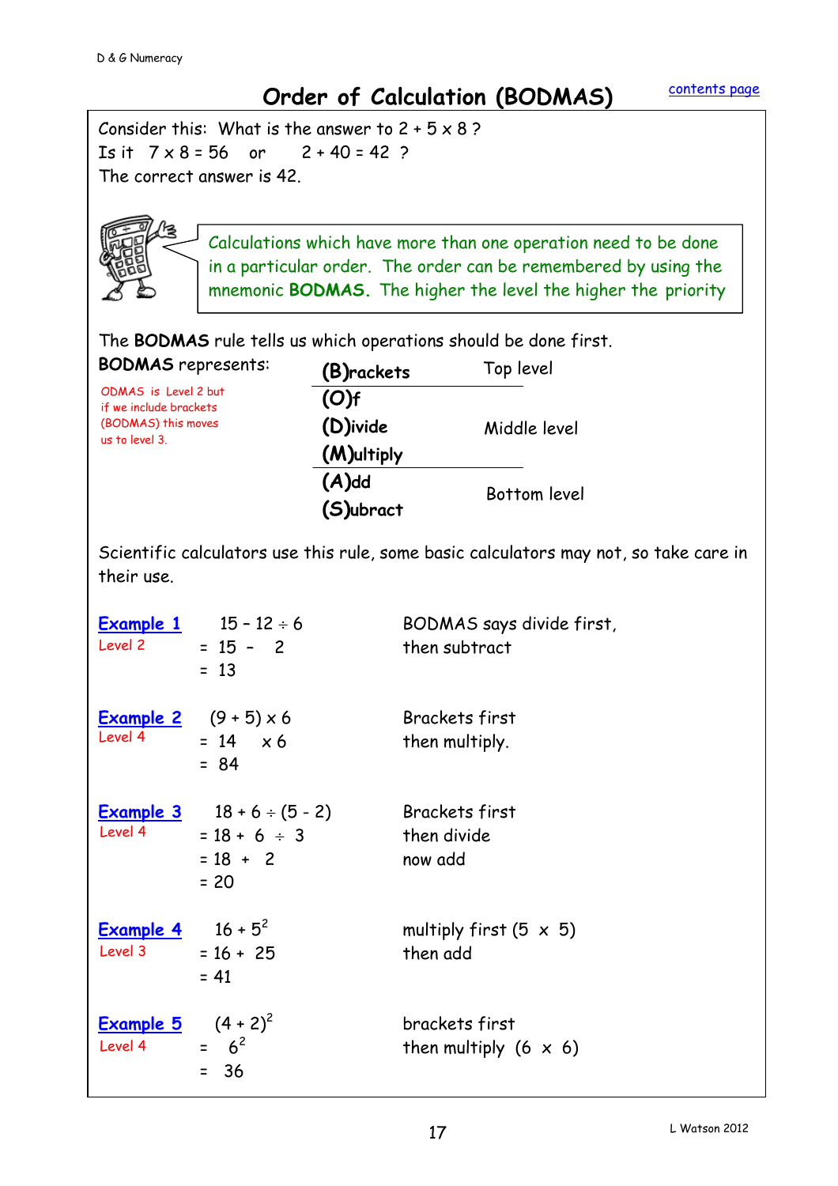# Order of Calculation (BODMAS)

contents page

Consider this: What is the answer to 2 + 5 x 8 ?

Is it 7 x 8 = 56 or 2 + 40 = 42 ?

The correct answer is 42.

Calculations which have more than one operation need to be done in a particular order. The order can be remembered by using the mnemonic **BODMAS**. The higher the level the higher the priority

The **BODMAS** rule tells us which operations should be done first.

**BODMAS** represents:

ODMAS is Level 2 but if we include brackets (BODMAS) this moves us to level 3.

| Operation | Level |
|---|---|
| **(B)rackets** | Top level |
| **(O)f** | Middle level |
| **(D)ivide** | |
| **(M)ultiply** | |
| **(A)dd** | Bottom level |
| **(S)ubract** | |

Scientific calculators use this rule, some basic calculators may not, so take care in their use.

**Example 1** Level 2

$15 - 12 \div 6$
$= 15 - 2$
$= 13$

BODMAS says divide first, then subtract

**Example 2** Level 4

$(9 + 5) \times 6$
$= 14 \times 6$
$= 84$

Brackets first then multiply.

**Example 3** Level 4

$18 + 6 \div (5 - 2)$
$= 18 + 6 \div 3$
$= 18 + 2$
$= 20$

Brackets first then divide now add

**Example 4** Level 3

$16 + 5^2$
$= 16 + 25$
$= 41$

multiply first (5 x 5) then add

**Example 5** Level 4

$(4 + 2)^2$
$= 6^2$
$= 36$

brackets first then multiply (6 x 6)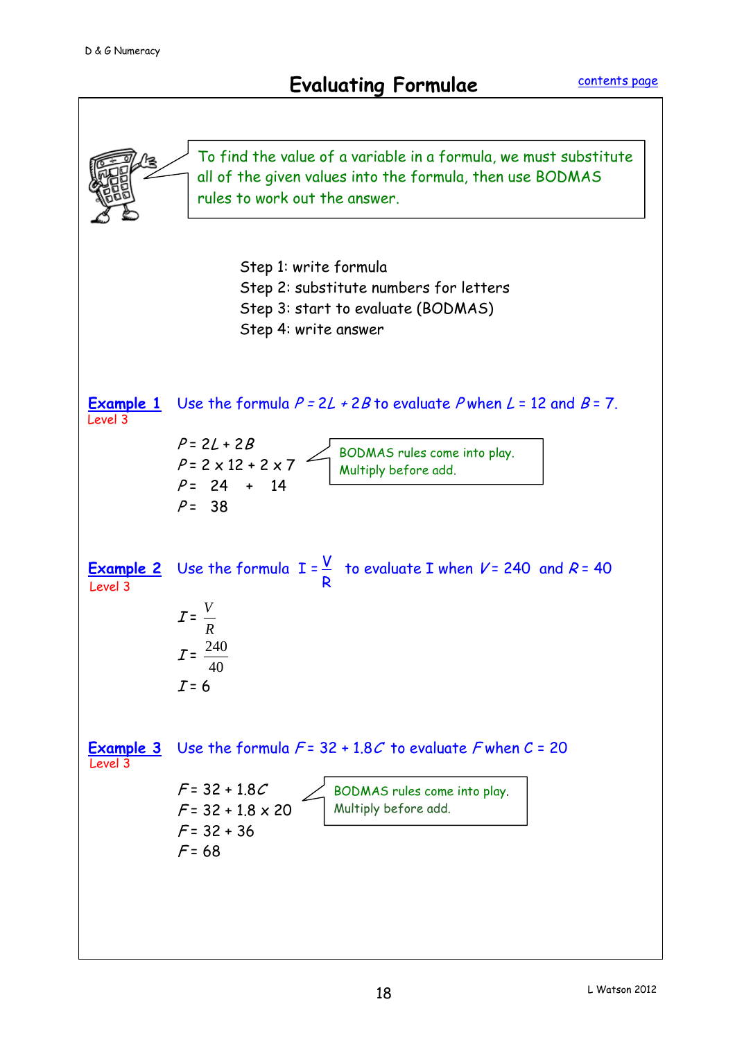# Evaluating Formulae

contents page

> To find the value of a variable in a formula, we must substitute all of the given values into the formula, then use BODMAS rules to work out the answer.

Step 1: write formula
Step 2: substitute numbers for letters
Step 3: start to evaluate (BODMAS)
Step 4: write answer

**Example 1** Use the formula $P = 2L + 2B$ to evaluate $P$ when $L = 12$ and $B = 7$.
Level 3

$P = 2L + 2B$
$P = 2 \times 12 + 2 \times 7$
$P = 24 + 14$
$P = 38$

> BODMAS rules come into play. Multiply before add.

**Example 2** Use the formula $I = \frac{V}{R}$ to evaluate $I$ when $V = 240$ and $R = 40$
Level 3

$I = \frac{V}{R}$
$I = \frac{240}{40}$
$I = 6$

**Example 3** Use the formula $F = 32 + 1.8C$ to evaluate $F$ when $C = 20$
Level 3

$F = 32 + 1.8C$
$F = 32 + 1.8 \times 20$
$F = 32 + 36$
$F = 68$

> BODMAS rules come into play. Multiply before add.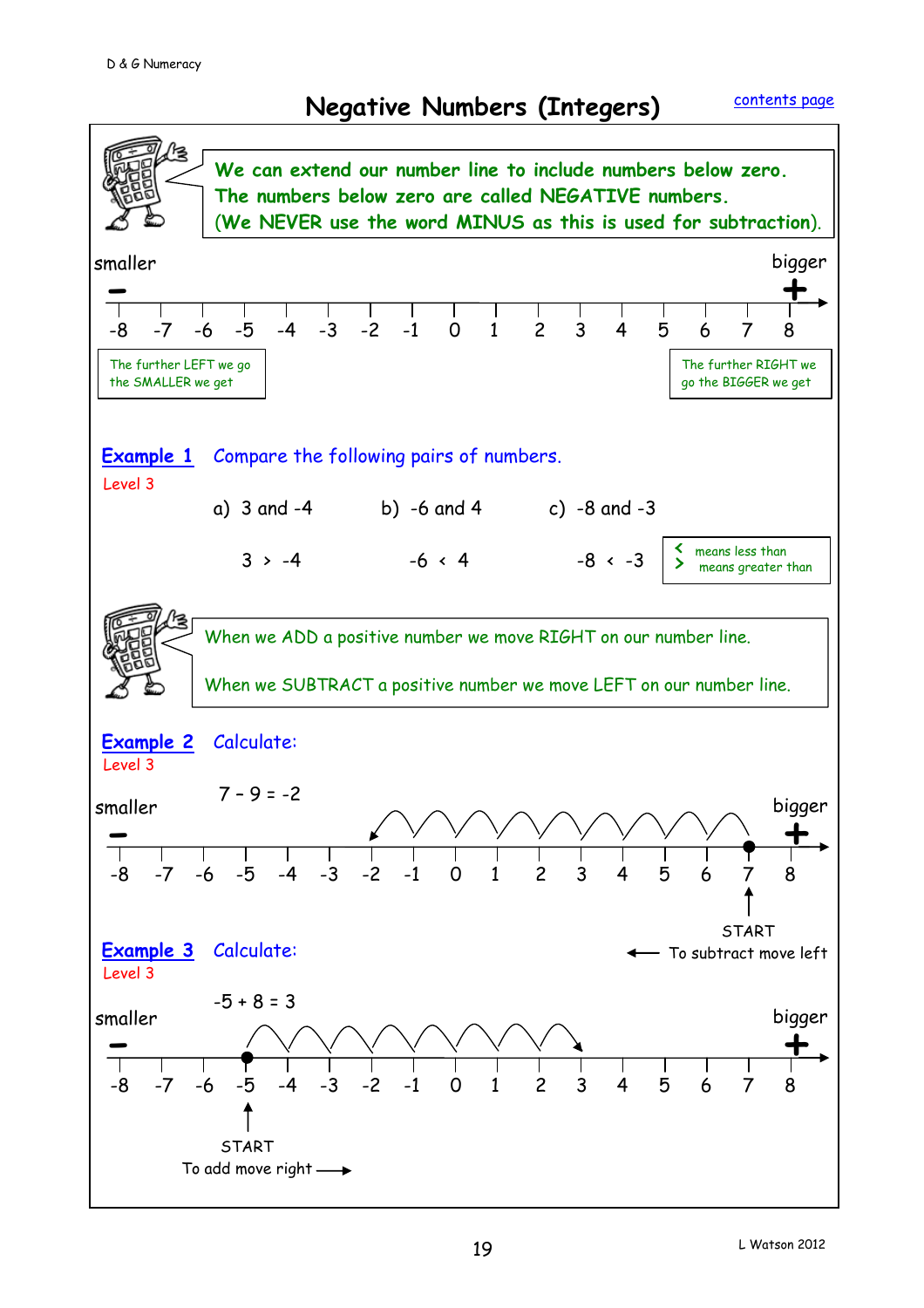# Negative Numbers (Integers)

contents page

**We can extend our number line to include numbers below zero. The numbers below zero are called NEGATIVE numbers. (We NEVER use the word MINUS as this is used for subtraction).**

smaller — bigger +

-8 -7 -6 -5 -4 -3 -2 -1 0 1 2 3 4 5 6 7 8

The further LEFT we go the SMALLER we get

The further RIGHT we go the BIGGER we get

**Example 1** Compare the following pairs of numbers.

Level 3

a) 3 and -4 b) -6 and 4 c) -8 and -3

$3 > -4$ $-6 < 4$ $-8 < -3$

$<$ means less than
$>$ means greater than

When we ADD a positive number we move RIGHT on our number line.

When we SUBTRACT a positive number we move LEFT on our number line.

**Example 2** Calculate:

Level 3

$7 - 9 = -2$

smaller — bigger +

-8 -7 -6 -5 -4 -3 -2 -1 0 1 2 3 4 5 6 7 8

START

To subtract move left

**Example 3** Calculate:

Level 3

$-5 + 8 = 3$

smaller — bigger +

-8 -7 -6 -5 -4 -3 -2 -1 0 1 2 3 4 5 6 7 8

START

To add move right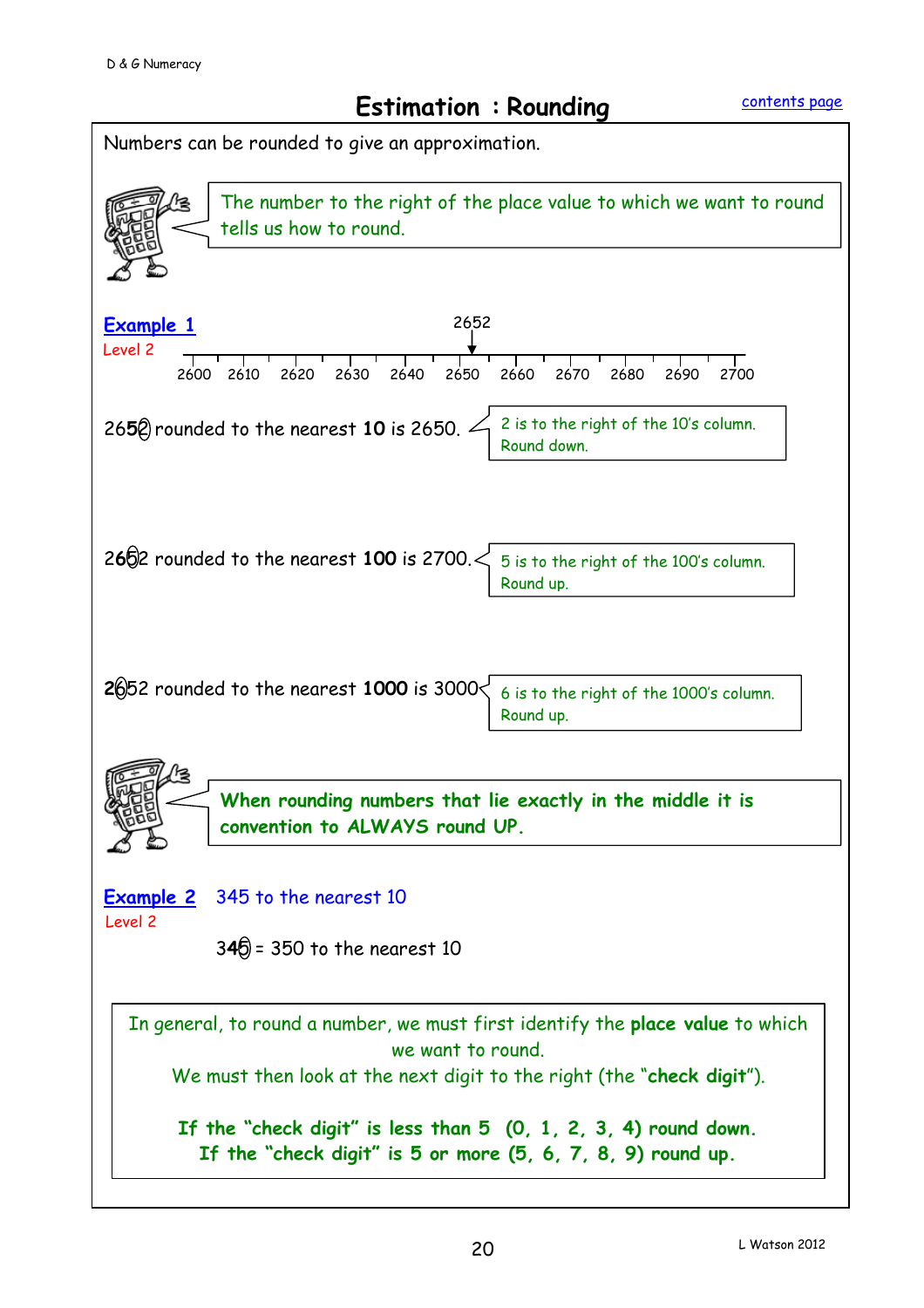# Estimation : Rounding

Numbers can be rounded to give an approximation.

> The number to the right of the place value to which we want to round tells us how to round.

**Example 1**
Level 2

2652

2600 2610 2620 2630 2640 2650 2660 2670 2680 2690 2700

2652 rounded to the nearest **10** is 2650.

> 2 is to the right of the 10's column. Round down.

2652 rounded to the nearest **100** is 2700.

> 5 is to the right of the 100's column. Round up.

2652 rounded to the nearest **1000** is 3000

> 6 is to the right of the 1000's column. Round up.

> **When rounding numbers that lie exactly in the middle it is convention to ALWAYS round UP.**

**Example 2** 345 to the nearest 10
Level 2

345 = 350 to the nearest 10

> In general, to round a number, we must first identify the **place value** to which we want to round.
> We must then look at the next digit to the right (the "**check digit**").
>
> **If the "check digit" is less than 5 (0, 1, 2, 3, 4) round down.**
> **If the "check digit" is 5 or more (5, 6, 7, 8, 9) round up.**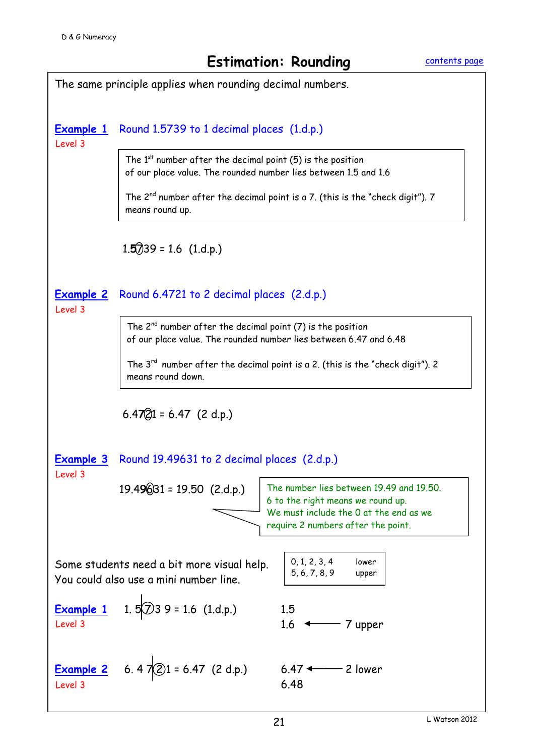# Estimation: Rounding

contents page

The same principle applies when rounding decimal numbers.

**Example 1** Round 1.5739 to 1 decimal places (1.d.p.)

Level 3

> The 1st number after the decimal point (5) is the position of our place value. The rounded number lies between 1.5 and 1.6
>
> The 2nd number after the decimal point is a 7. (this is the "check digit"). 7 means round up.

1.5⑦39 = 1.6 (1.d.p.)

**Example 2** Round 6.4721 to 2 decimal places (2.d.p.)

Level 3

> The 2nd number after the decimal point (7) is the position of our place value. The rounded number lies between 6.47 and 6.48
>
> The 3rd number after the decimal point is a 2. (this is the "check digit"). 2 means round down.

6.47②1 = 6.47 (2 d.p.)

**Example 3** Round 19.49631 to 2 decimal places (2.d.p.)

Level 3

19.49⑥31 = 19.50 (2.d.p.)

> The number lies between 19.49 and 19.50.
> 6 to the right means we round up.
> We must include the 0 at the end as we require 2 numbers after the point.

Some students need a bit more visual help.
You could also use a mini number line.

| | |
|---|---|
| 0, 1, 2, 3, 4 | lower |
| 5, 6, 7, 8, 9 | upper |

**Example 1** 1. 5|⑦3 9 = 1.6 (1.d.p.)

Level 3

1.5
1.6 ⟵ 7 upper

**Example 2** 6. 4 7|②1 = 6.47 (2 d.p.)

Level 3

6.47 ⟵ 2 lower
6.48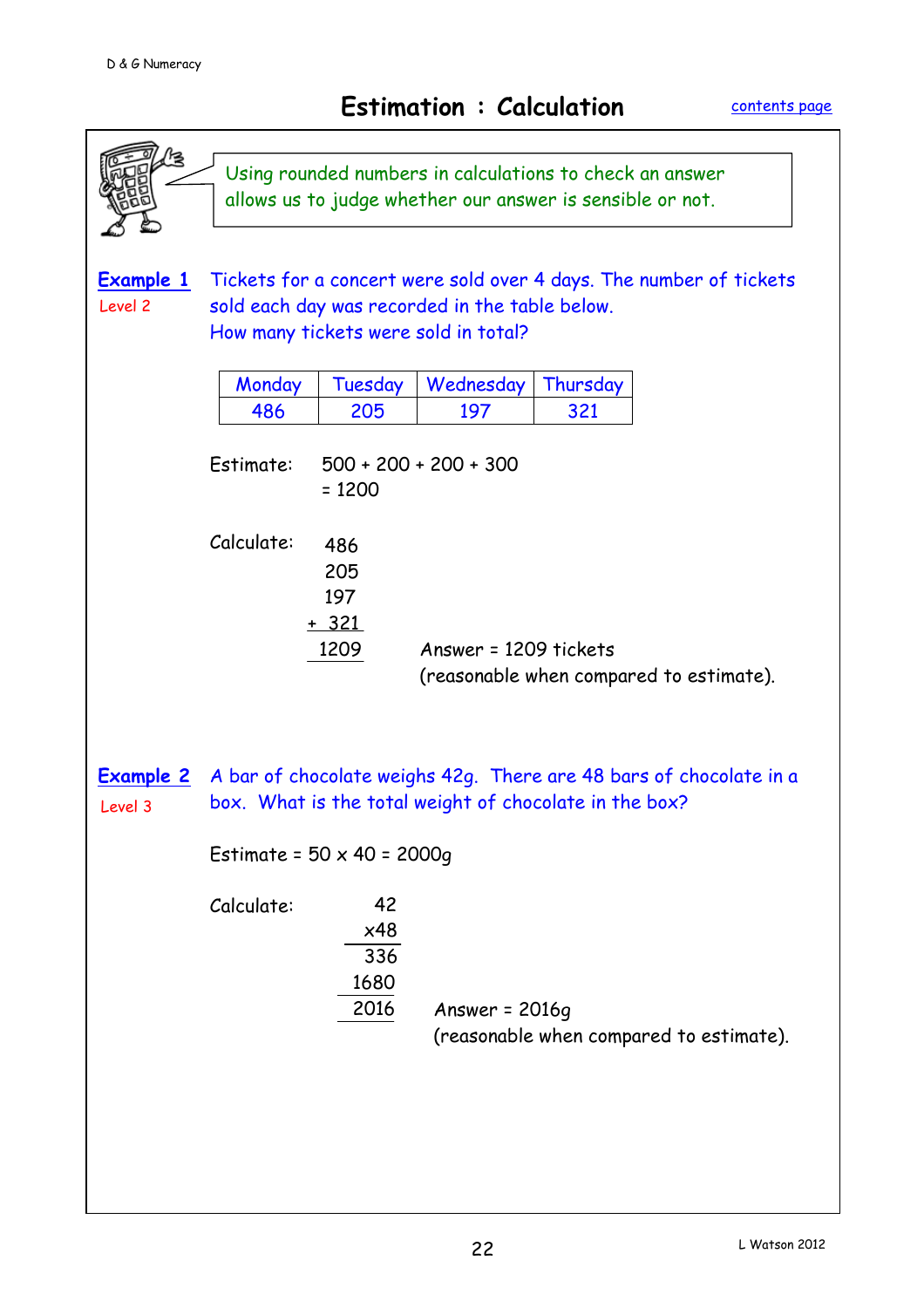# Estimation : Calculation

Using rounded numbers in calculations to check an answer allows us to judge whether our answer is sensible or not.

**Example 1**
Level 2

Tickets for a concert were sold over 4 days. The number of tickets sold each day was recorded in the table below.
How many tickets were sold in total?

| Monday | Tuesday | Wednesday | Thursday |
|---|---|---|---|
| 486 | 205 | 197 | 321 |

Estimate: $500 + 200 + 200 + 300$
$= 1200$

Calculate:

```
  486
  205
  197
+ 321
 1209
```

Answer = 1209 tickets
(reasonable when compared to estimate).

**Example 2**
Level 3

A bar of chocolate weighs 42g. There are 48 bars of chocolate in a box. What is the total weight of chocolate in the box?

Estimate = $50 \times 40 = 2000$g

Calculate:

```
   42
  x48
  336
 1680
 2016
```

Answer = 2016g
(reasonable when compared to estimate).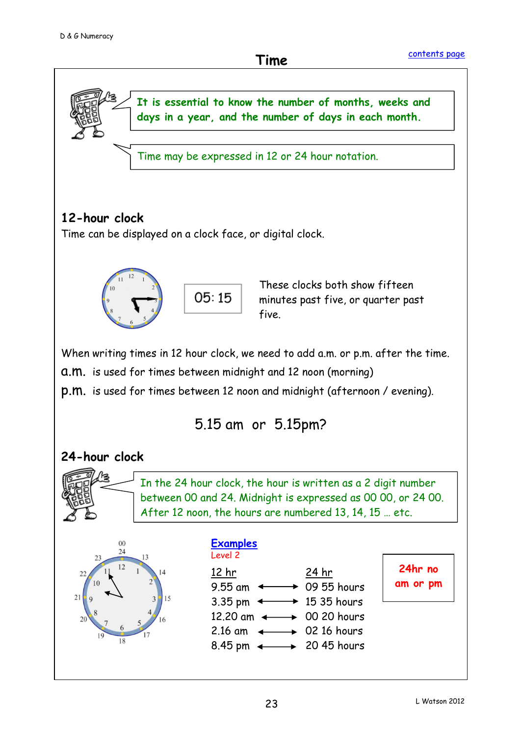# Time

It is essential to know the number of months, weeks and days in a year, and the number of days in each month.

Time may be expressed in 12 or 24 hour notation.

## 12-hour clock

Time can be displayed on a clock face, or digital clock.

05: 15

These clocks both show fifteen minutes past five, or quarter past five.

When writing times in 12 hour clock, we need to add a.m. or p.m. after the time.

**a.m.** is used for times between midnight and 12 noon (morning)

**p.m.** is used for times between 12 noon and midnight (afternoon / evening).

5.15 am or 5.15pm?

## 24-hour clock

In the 24 hour clock, the hour is written as a 2 digit number between 00 and 24. Midnight is expressed as 00 00, or 24 00. After 12 noon, the hours are numbered 13, 14, 15 … etc.

**Examples**
Level 2

| 12 hr | | 24 hr |
|---|---|---|
| 9.55 am | ⟷ | 09 55 hours |
| 3.35 pm | ⟷ | 15 35 hours |
| 12.20 am | ⟷ | 00 20 hours |
| 2.16 am | ⟷ | 02 16 hours |
| 8.45 pm | ⟷ | 20 45 hours |

**24hr no am or pm**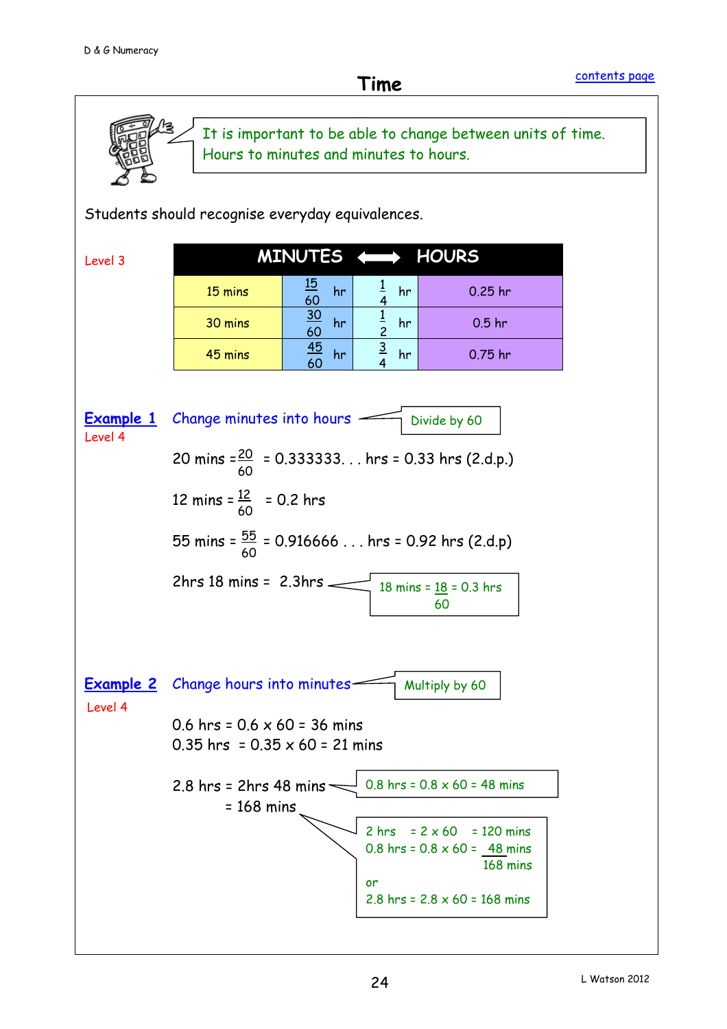# Time

It is important to be able to change between units of time. Hours to minutes and minutes to hours.

Students should recognise everyday equivalences.

Level 3

| MINUTES ⟷ HOURS | | | |
|---|---|---|---|
| 15 mins | $\frac{15}{60}$ hr | $\frac{1}{4}$ hr | 0.25 hr |
| 30 mins | $\frac{30}{60}$ hr | $\frac{1}{2}$ hr | 0.5 hr |
| 45 mins | $\frac{45}{60}$ hr | $\frac{3}{4}$ hr | 0.75 hr |

**Example 1** Change minutes into hours — Divide by 60

Level 4

20 mins = $\frac{20}{60}$ = 0.333333. . . hrs = 0.33 hrs (2.d.p.)

12 mins = $\frac{12}{60}$ = 0.2 hrs

55 mins = $\frac{55}{60}$ = 0.916666 . . . hrs = 0.92 hrs (2.d.p)

2hrs 18 mins = 2.3hrs — 18 mins = $\frac{18}{60}$ = 0.3 hrs

**Example 2** Change hours into minutes — Multiply by 60

Level 4

0.6 hrs = 0.6 x 60 = 36 mins
0.35 hrs = 0.35 x 60 = 21 mins

2.8 hrs = 2hrs 48 mins — 0.8 hrs = 0.8 x 60 = 48 mins
= 168 mins

2 hrs = 2 x 60 = 120 mins
0.8 hrs = 0.8 x 60 = 48 mins
168 mins

or

2.8 hrs = 2.8 x 60 = 168 mins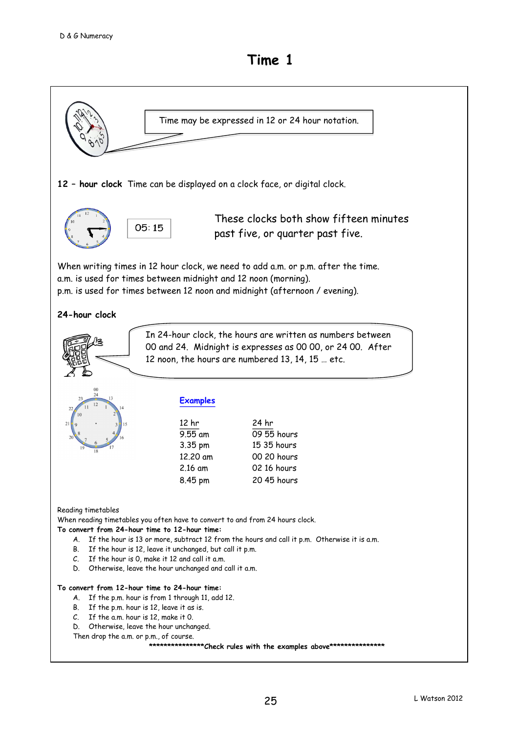# Time 1

Time may be expressed in 12 or 24 hour notation.

**12 – hour clock** Time can be displayed on a clock face, or digital clock.

05: 15

These clocks both show fifteen minutes past five, or quarter past five.

When writing times in 12 hour clock, we need to add a.m. or p.m. after the time.
a.m. is used for times between midnight and 12 noon (morning).
p.m. is used for times between 12 noon and midnight (afternoon / evening).

**24-hour clock**

In 24-hour clock, the hours are written as numbers between 00 and 24. Midnight is expresses as 00 00, or 24 00. After 12 noon, the hours are numbered 13, 14, 15 … etc.

**Examples**

| 12 hr | 24 hr |
|---|---|
| 9.55 am | 09 55 hours |
| 3.35 pm | 15 35 hours |
| 12.20 am | 00 20 hours |
| 2.16 am | 02 16 hours |
| 8.45 pm | 20 45 hours |

Reading timetables

When reading timetables you often have to convert to and from 24 hours clock.

**To convert from 24-hour time to 12-hour time:**

A. If the hour is 13 or more, subtract 12 from the hours and call it p.m. Otherwise it is a.m.
B. If the hour is 12, leave it unchanged, but call it p.m.
C. If the hour is 0, make it 12 and call it a.m.
D. Otherwise, leave the hour unchanged and call it a.m.

**To convert from 12-hour time to 24-hour time:**

A. If the p.m. hour is from 1 through 11, add 12.
B. If the p.m. hour is 12, leave it as is.
C. If the a.m. hour is 12, make it 0.
D. Otherwise, leave the hour unchanged.

Then drop the a.m. or p.m., of course.

***************Check rules with the examples above***************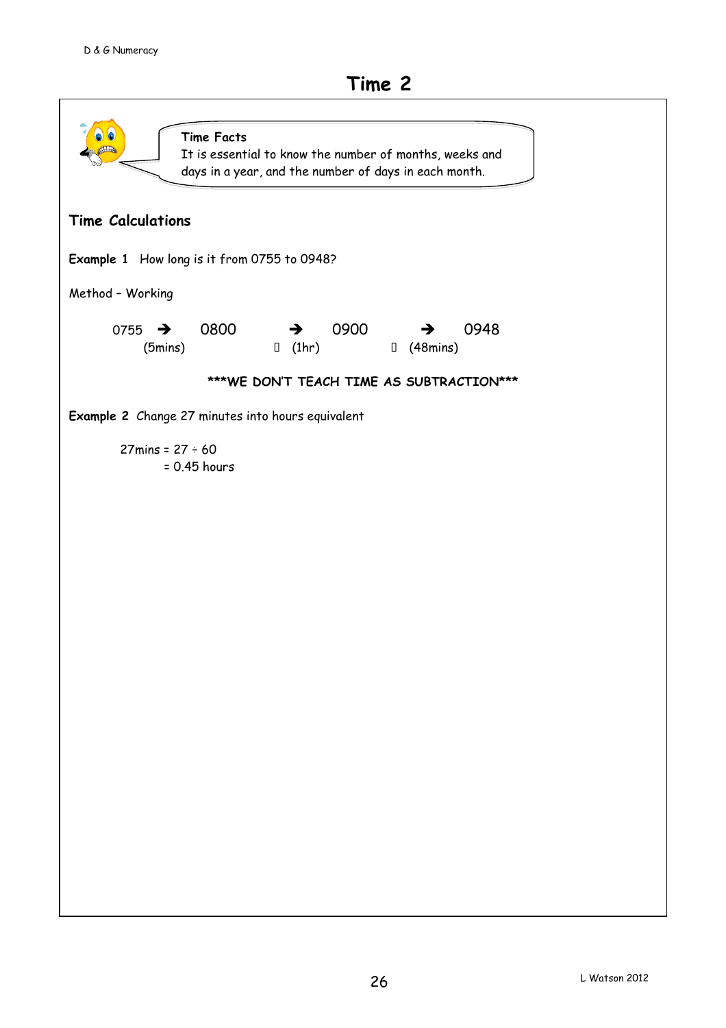# Time 2

**Time Facts**
It is essential to know the number of months, weeks and days in a year, and the number of days in each month.

## Time Calculations

**Example 1** How long is it from 0755 to 0948?

Method – Working

0755 → 0800 → 0900 → 0948
(5mins) (1hr) (48mins)

**\*\*\*WE DON'T TEACH TIME AS SUBTRACTION\*\*\***

**Example 2** Change 27 minutes into hours equivalent

27mins = 27 ÷ 60
= 0.45 hours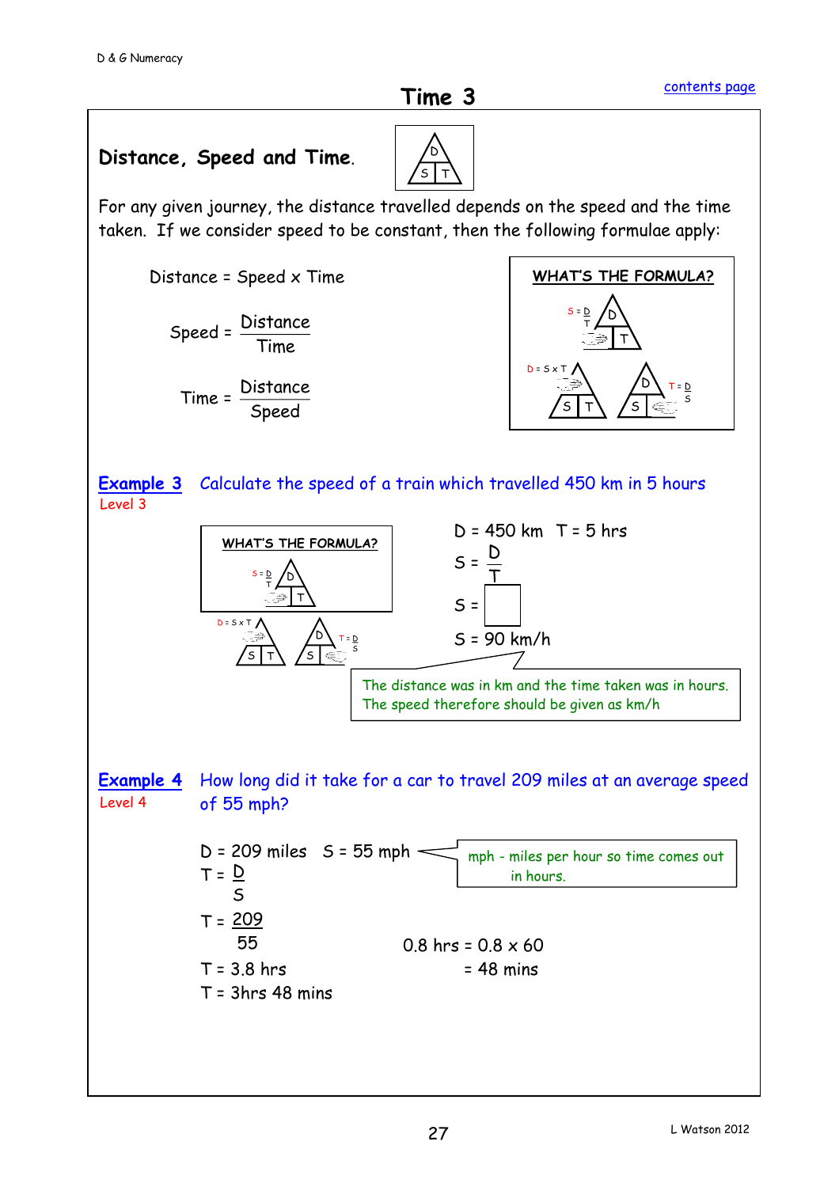# Time 3

## Distance, Speed and Time.

For any given journey, the distance travelled depends on the speed and the time taken. If we consider speed to be constant, then the following formulae apply:

$$\text{Distance} = \text{Speed} \times \text{Time}$$

$$\text{Speed} = \frac{\text{Distance}}{\text{Time}}$$

$$\text{Time} = \frac{\text{Distance}}{\text{Speed}}$$

**WHAT'S THE FORMULA?**

$S = \frac{D}{T}$

$D = S \times T$

$T = \frac{D}{S}$

**Example 3** Calculate the speed of a train which travelled 450 km in 5 hours

Level 3

**WHAT'S THE FORMULA?**

$S = \frac{D}{T}$

$D = S \times T$

$T = \frac{D}{S}$

$D = 450$ km $T = 5$ hrs

$S = \frac{D}{T}$

$S = \square$

$S = 90$ km/h

The distance was in km and the time taken was in hours. The speed therefore should be given as km/h

**Example 4** How long did it take for a car to travel 209 miles at an average speed of 55 mph?

Level 4

$D = 209$ miles $S = 55$ mph

mph - miles per hour so time comes out in hours.

$T = \frac{D}{S}$

$T = \frac{209}{55}$

$T = 3.8$ hrs

$T = 3$hrs 48 mins

$0.8 \text{ hrs} = 0.8 \times 60$

$= 48 \text{ mins}$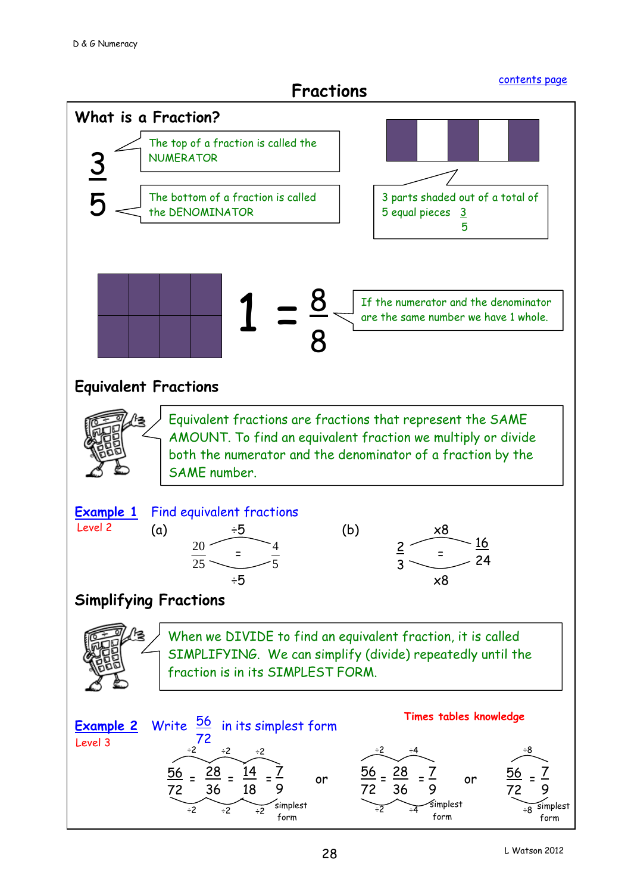contents page

# Fractions

## What is a Fraction?

$\frac{3}{5}$

The top of a fraction is called the NUMERATOR

The bottom of a fraction is called the DENOMINATOR

3 parts shaded out of a total of 5 equal pieces $\frac{3}{5}$

$$1 = \frac{8}{8}$$

If the numerator and the denominator are the same number we have 1 whole.

## Equivalent Fractions

Equivalent fractions are fractions that represent the SAME AMOUNT. To find an equivalent fraction we multiply or divide both the numerator and the denominator of a fraction by the SAME number.

**Example 1** Find equivalent fractions

Level 2

(a) $\frac{20}{25} = \frac{4}{5}$ (÷5 top and bottom)

(b) $\frac{2}{3} = \frac{16}{24}$ (x8 top and bottom)

## Simplifying Fractions

When we DIVIDE to find an equivalent fraction, it is called SIMPLIFYING. We can simplify (divide) repeatedly until the fraction is in its SIMPLEST FORM.

**Example 2** Write $\frac{56}{72}$ in its simplest form

Level 3

**Times tables knowledge**

$\frac{56}{72} = \frac{28}{36} = \frac{14}{18} = \frac{7}{9}$ simplest form (÷2, ÷2, ÷2)

or

$\frac{56}{72} = \frac{28}{36} = \frac{7}{9}$ simplest form (÷2, ÷4)

or

$\frac{56}{72} = \frac{7}{9}$ simplest form (÷8)

L Watson 2012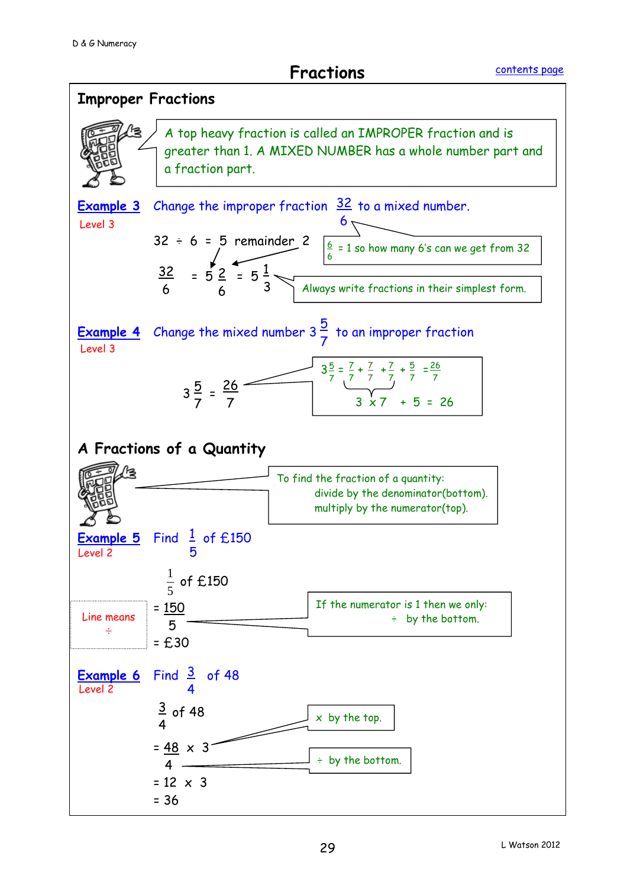D & G Numeracy

# Fractions

contents page

## Improper Fractions

A top heavy fraction is called an IMPROPER fraction and is greater than 1. A MIXED NUMBER has a whole number part and a fraction part.

**Example 3** Change the improper fraction $\frac{32}{6}$ to a mixed number.

Level 3

$32 \div 6 = 5$ remainder $2$

$\frac{6}{6} = 1$ so how many 6's can we get from 32

$$\frac{32}{6} = 5\frac{2}{6} = 5\frac{1}{3}$$

Always write fractions in their simplest form.

**Example 4** Change the mixed number $3\frac{5}{7}$ to an improper fraction

Level 3

$$3\frac{5}{7} = \frac{26}{7}$$

$3\frac{5}{7} = \frac{7}{7} + \frac{7}{7} + \frac{7}{7} + \frac{5}{7} = \frac{26}{7}$

$3 \times 7 + 5 = 26$

## A Fractions of a Quantity

To find the fraction of a quantity:
divide by the denominator(bottom).
multiply by the numerator(top).

**Example 5** Find $\frac{1}{5}$ of £150

Level 2

$\frac{1}{5}$ of £150

$= \frac{150}{5}$

$= £30$

Line means $\div$

If the numerator is 1 then we only: $\div$ by the bottom.

**Example 6** Find $\frac{3}{4}$ of 48

Level 2

$\frac{3}{4}$ of 48

$= \frac{48}{4} \times 3$

$= 12 \times 3$

$= 36$

$\times$ by the top.

$\div$ by the bottom.

L Watson 2012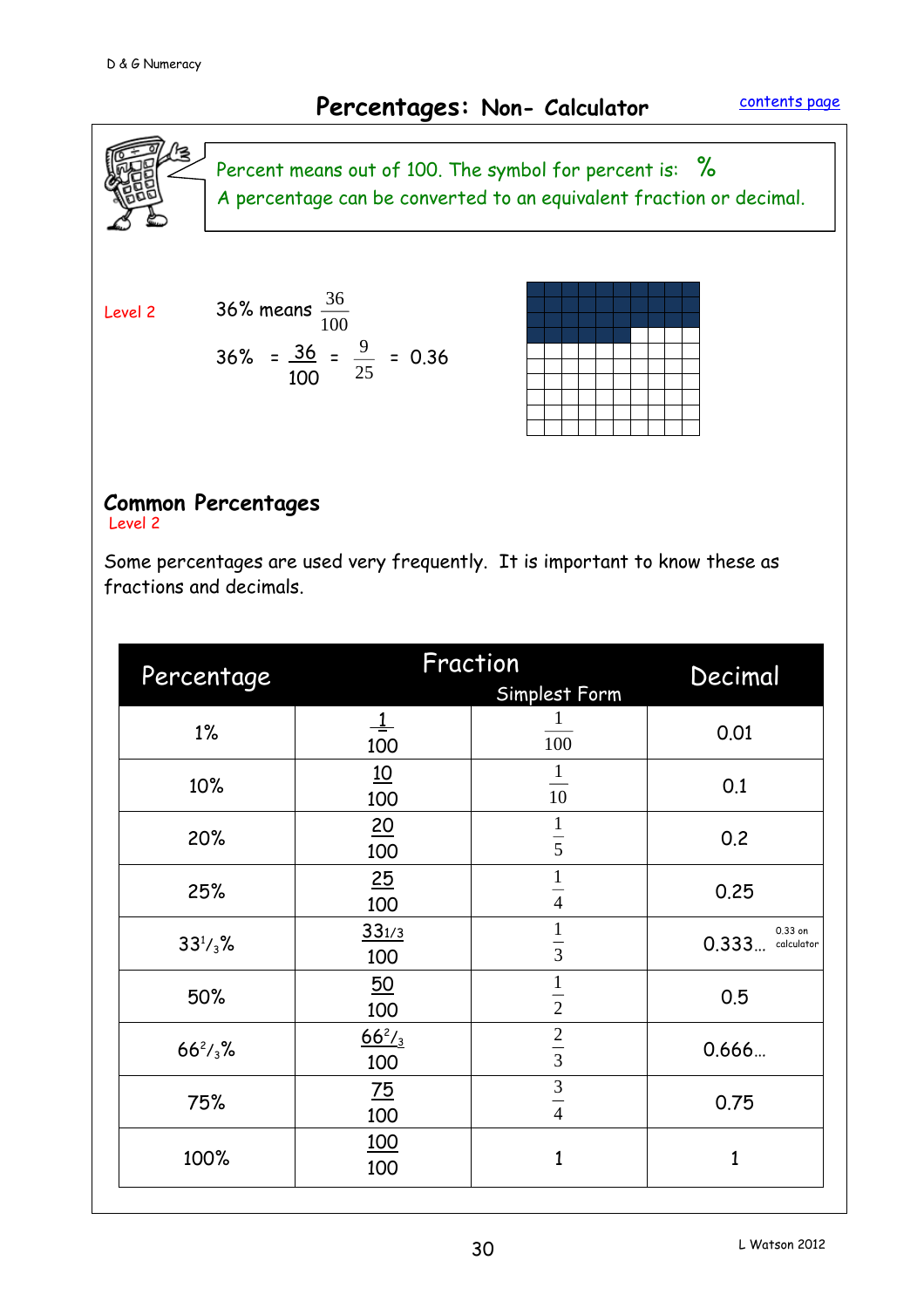# Percentages: Non- Calculator

Percent means out of 100. The symbol for percent is: %
A percentage can be converted to an equivalent fraction or decimal.

Level 2

36% means $\frac{36}{100}$

36% $= \frac{36}{100} = \frac{9}{25} = 0.36$

## Common Percentages

Level 2

Some percentages are used very frequently. It is important to know these as fractions and decimals.

| Percentage | Fraction | Fraction (Simplest Form) | Decimal |
|---|---|---|---|
| 1% | $\frac{1}{100}$ | $\frac{1}{100}$ | 0.01 |
| 10% | $\frac{10}{100}$ | $\frac{1}{10}$ | 0.1 |
| 20% | $\frac{20}{100}$ | $\frac{1}{5}$ | 0.2 |
| 25% | $\frac{25}{100}$ | $\frac{1}{4}$ | 0.25 |
| $33\frac{1}{3}$% | $\frac{33\frac{1}{3}}{100}$ | $\frac{1}{3}$ | 0.333... (0.33 on calculator) |
| 50% | $\frac{50}{100}$ | $\frac{1}{2}$ | 0.5 |
| $66\frac{2}{3}$% | $\frac{66\frac{2}{3}}{100}$ | $\frac{2}{3}$ | 0.666... |
| 75% | $\frac{75}{100}$ | $\frac{3}{4}$ | 0.75 |
| 100% | $\frac{100}{100}$ | 1 | 1 |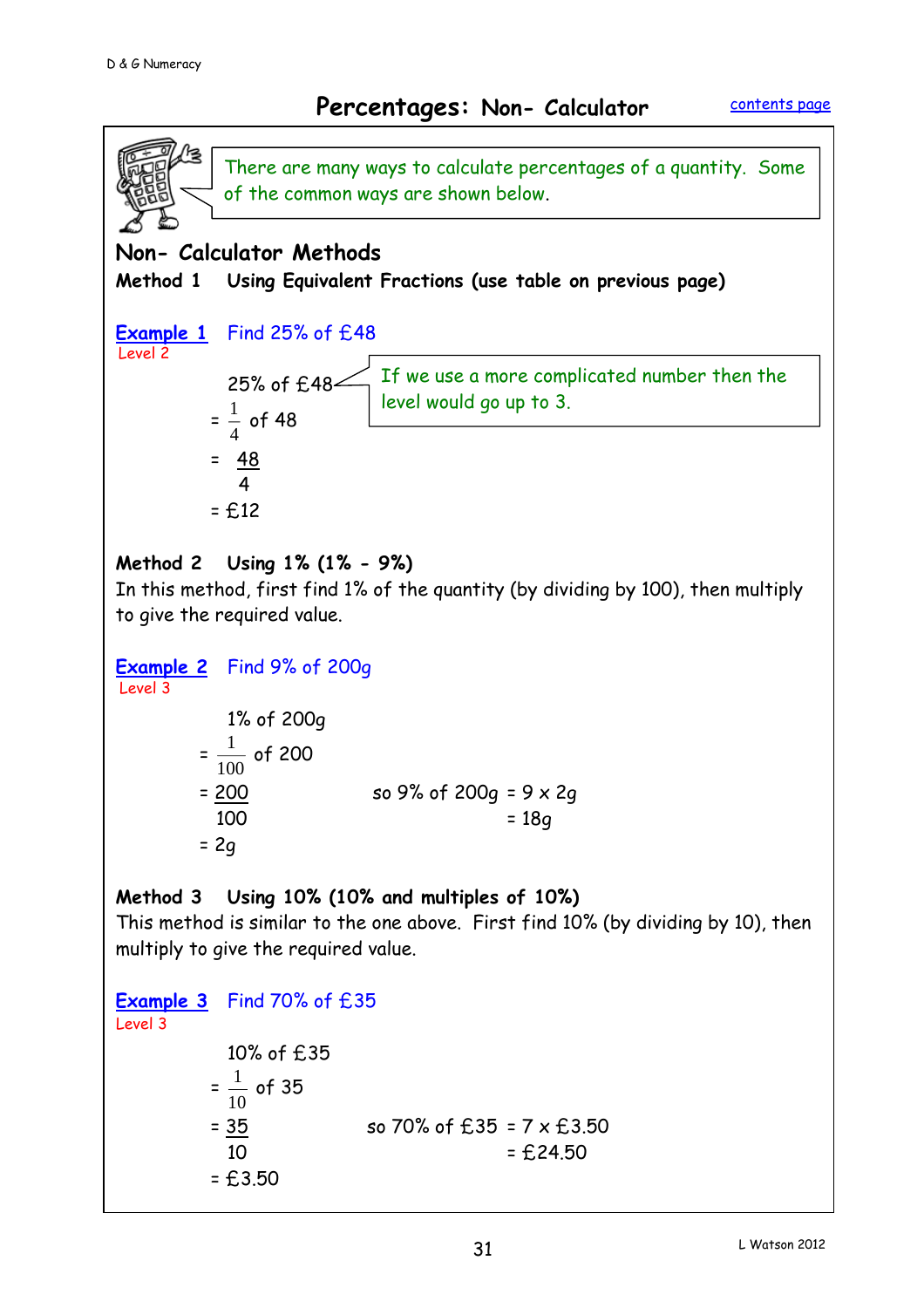# Percentages: Non- Calculator

There are many ways to calculate percentages of a quantity. Some of the common ways are shown below.

## Non- Calculator Methods

**Method 1 Using Equivalent Fractions (use table on previous page)**

**Example 1** Find 25% of £48

Level 2

25% of £48

$= \frac{1}{4}$ of 48

$= \frac{48}{4}$

= £12

If we use a more complicated number then the level would go up to 3.

**Method 2 Using 1% (1% - 9%)**

In this method, first find 1% of the quantity (by dividing by 100), then multiply to give the required value.

**Example 2** Find 9% of 200g

Level 3

1% of 200g

$= \frac{1}{100}$ of 200

$= \frac{200}{100}$

= 2g

so 9% of 200g = 9 x 2g
= 18g

**Method 3 Using 10% (10% and multiples of 10%)**

This method is similar to the one above. First find 10% (by dividing by 10), then multiply to give the required value.

**Example 3** Find 70% of £35

Level 3

10% of £35

$= \frac{1}{10}$ of 35

$= \frac{35}{10}$

= £3.50

so 70% of £35 = 7 x £3.50
= £24.50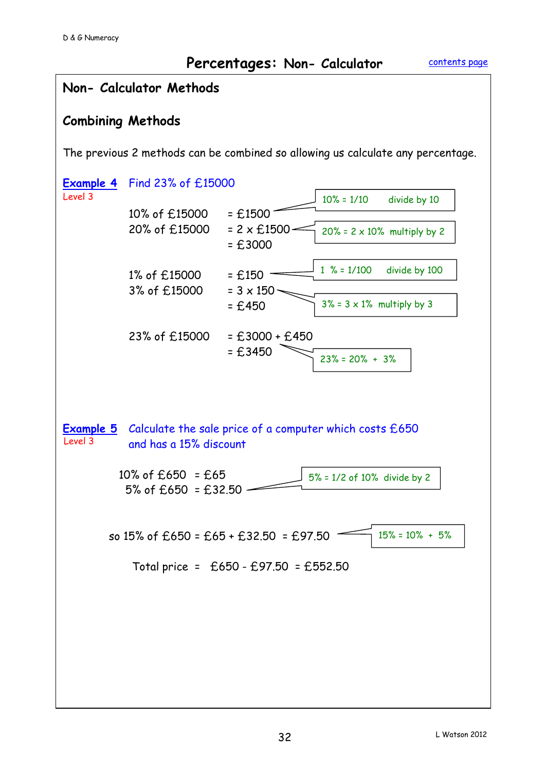# Percentages: Non- Calculator

## Non- Calculator Methods

### Combining Methods

The previous 2 methods can be combined so allowing us calculate any percentage.

**Example 4** Find 23% of £15000
Level 3

10% of £15000 = £1500 — *10% = 1/10 divide by 10*
20% of £15000 = 2 x £1500 — *20% = 2 x 10% multiply by 2*
= £3000

1% of £15000 = £150 — *1 % = 1/100 divide by 100*
3% of £15000 = 3 x 150 — *3% = 3 x 1% multiply by 3*
= £450

23% of £15000 = £3000 + £450
= £3450 — *23% = 20% + 3%*

**Example 5** Calculate the sale price of a computer which costs £650 and has a 15% discount
Level 3

10% of £650 = £65
5% of £650 = £32.50 — *5% = 1/2 of 10% divide by 2*

so 15% of £650 = £65 + £32.50 = £97.50 — *15% = 10% + 5%*

Total price = £650 - £97.50 = £552.50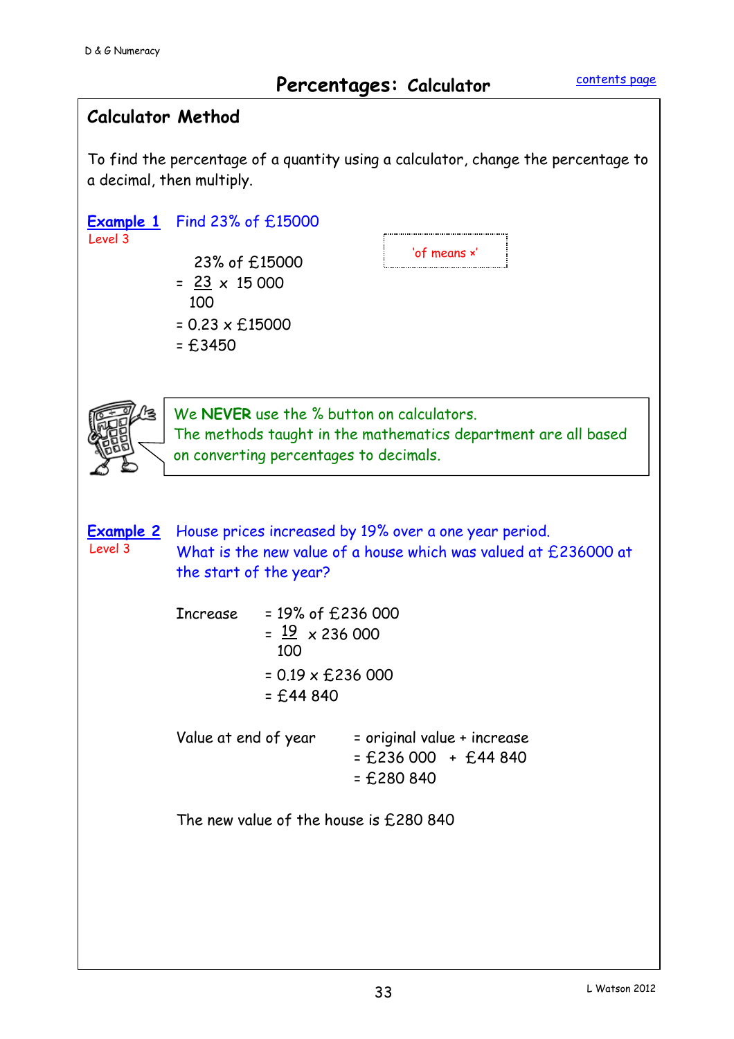## Percentages: Calculator

### Calculator Method

To find the percentage of a quantity using a calculator, change the percentage to a decimal, then multiply.

**Example 1** Find 23% of £15000
Level 3

'of means ×'

23% of £15000

$= \frac{23}{100} \times 15\,000$

= 0.23 × £15000

= £3450

We **NEVER** use the % button on calculators.
The methods taught in the mathematics department are all based on converting percentages to decimals.

**Example 2** House prices increased by 19% over a one year period. What is the new value of a house which was valued at £236000 at the start of the year?
Level 3

Increase = 19% of £236 000

$= \frac{19}{100} \times 236\,000$

= 0.19 × £236 000

= £44 840

Value at end of year = original value + increase

= £236 000 + £44 840

= £280 840

The new value of the house is £280 840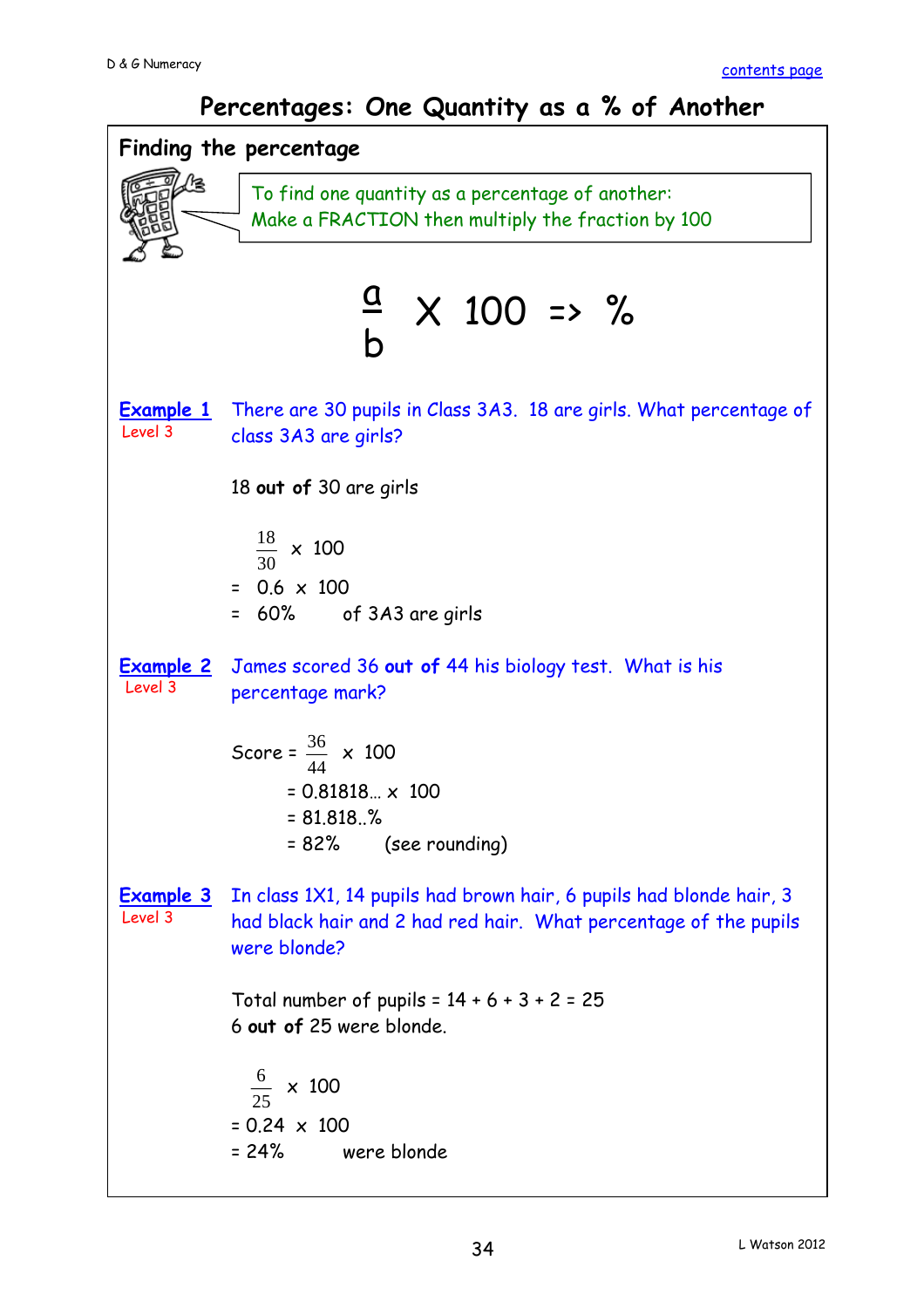# Percentages: One Quantity as a % of Another

## Finding the percentage

To find one quantity as a percentage of another:
Make a FRACTION then multiply the fraction by 100

$$\frac{a}{b} \times 100 \Rightarrow \%$$

**Example 1**
Level 3

There are 30 pupils in Class 3A3. 18 are girls. What percentage of class 3A3 are girls?

18 **out of** 30 are girls

$\frac{18}{30} \times 100$
$= 0.6 \times 100$
$= 60\%$ of 3A3 are girls

**Example 2**
Level 3

James scored 36 **out of** 44 his biology test. What is his percentage mark?

Score $= \frac{36}{44} \times 100$
$= 0.81818\ldots \times 100$
$= 81.818..\%$
$= 82\%$ (see rounding)

**Example 3**
Level 3

In class 1X1, 14 pupils had brown hair, 6 pupils had blonde hair, 3 had black hair and 2 had red hair. What percentage of the pupils were blonde?

Total number of pupils = 14 + 6 + 3 + 2 = 25
6 **out of** 25 were blonde.

$\frac{6}{25} \times 100$
$= 0.24 \times 100$
$= 24\%$ were blonde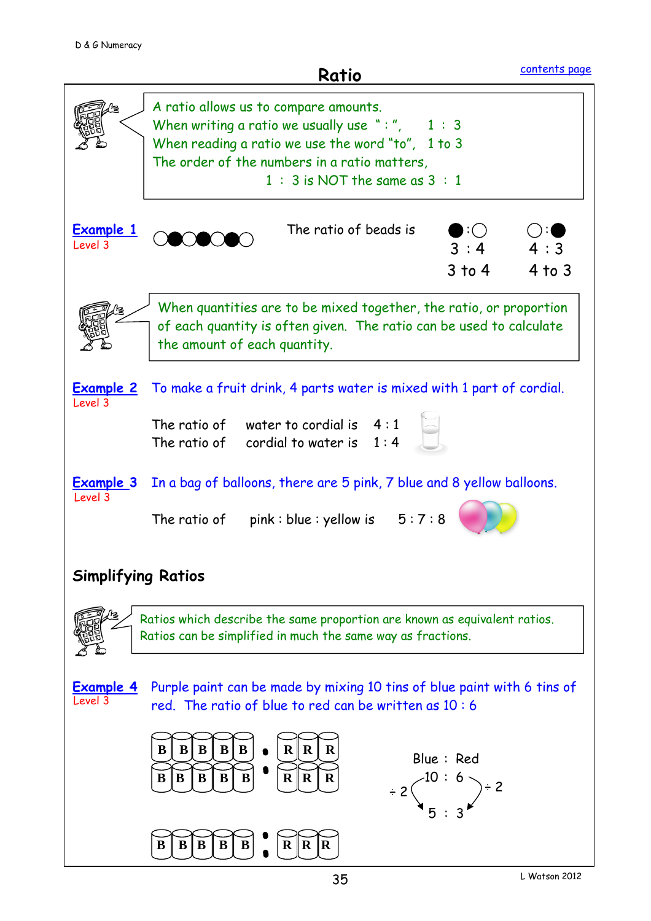# Ratio

A ratio allows us to compare amounts.
When writing a ratio we usually use " : ",   1 : 3
When reading a ratio we use the word "to",   1 to 3
The order of the numbers in a ratio matters,
1 : 3 is NOT the same as 3 : 1

**Example 1**
Level 3

○●○●○●○

The ratio of beads is

| ●:○ | ○:● |
|---|---|
| 3 : 4 | 4 : 3 |
| 3 to 4 | 4 to 3 |

When quantities are to be mixed together, the ratio, or proportion of each quantity is often given. The ratio can be used to calculate the amount of each quantity.

**Example 2**
Level 3

To make a fruit drink, 4 parts water is mixed with 1 part of cordial.

The ratio of water to cordial is 4 : 1
The ratio of cordial to water is 1 : 4

**Example 3**
Level 3

In a bag of balloons, there are 5 pink, 7 blue and 8 yellow balloons.

The ratio of pink : blue : yellow is 5 : 7 : 8

## Simplifying Ratios

Ratios which describe the same proportion are known as equivalent ratios.
Ratios can be simplified in much the same way as fractions.

**Example 4**
Level 3

Purple paint can be made by mixing 10 tins of blue paint with 6 tins of red. The ratio of blue to red can be written as 10 : 6

B B B B B : R R R
B B B B B : R R R

B B B B B : R R R

Blue : Red
10 : 6
÷ 2 ↓ ↓ ÷ 2
5 : 3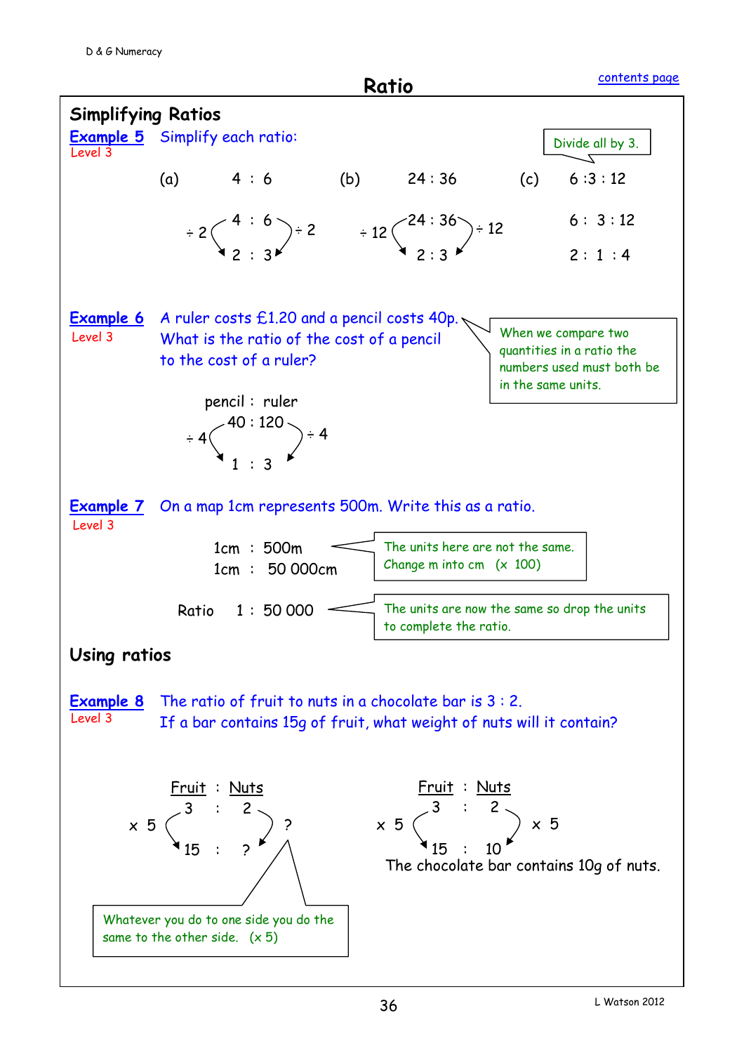# Ratio

## Simplifying Ratios

**Example 5** Level 3 — Simplify each ratio:

(a) 4 : 6

$\div 2$ 4 : 6 $\div 2$

2 : 3

(b) 24 : 36

$\div 12$ 24 : 36 $\div 12$

2 : 3

(c) 6 : 3 : 12

Divide all by 3.

6 : 3 : 12

2 : 1 : 4

**Example 6** Level 3 — A ruler costs £1.20 and a pencil costs 40p. What is the ratio of the cost of a pencil to the cost of a ruler?

When we compare two quantities in a ratio the numbers used must both be in the same units.

pencil : ruler

$\div 4$ 40 : 120 $\div 4$

1 : 3

**Example 7** Level 3 — On a map 1cm represents 500m. Write this as a ratio.

1cm : 500m

1cm : 50 000cm

The units here are not the same. Change m into cm (x 100)

Ratio 1 : 50 000

The units are now the same so drop the units to complete the ratio.

## Using ratios

**Example 8** Level 3 — The ratio of fruit to nuts in a chocolate bar is 3 : 2. If a bar contains 15g of fruit, what weight of nuts will it contain?

Fruit : Nuts

x 5 3 : 2 ?

15 : ?

Whatever you do to one side you do the same to the other side. (x 5)

Fruit : Nuts

x 5 3 : 2 x 5

15 : 10

The chocolate bar contains 10g of nuts.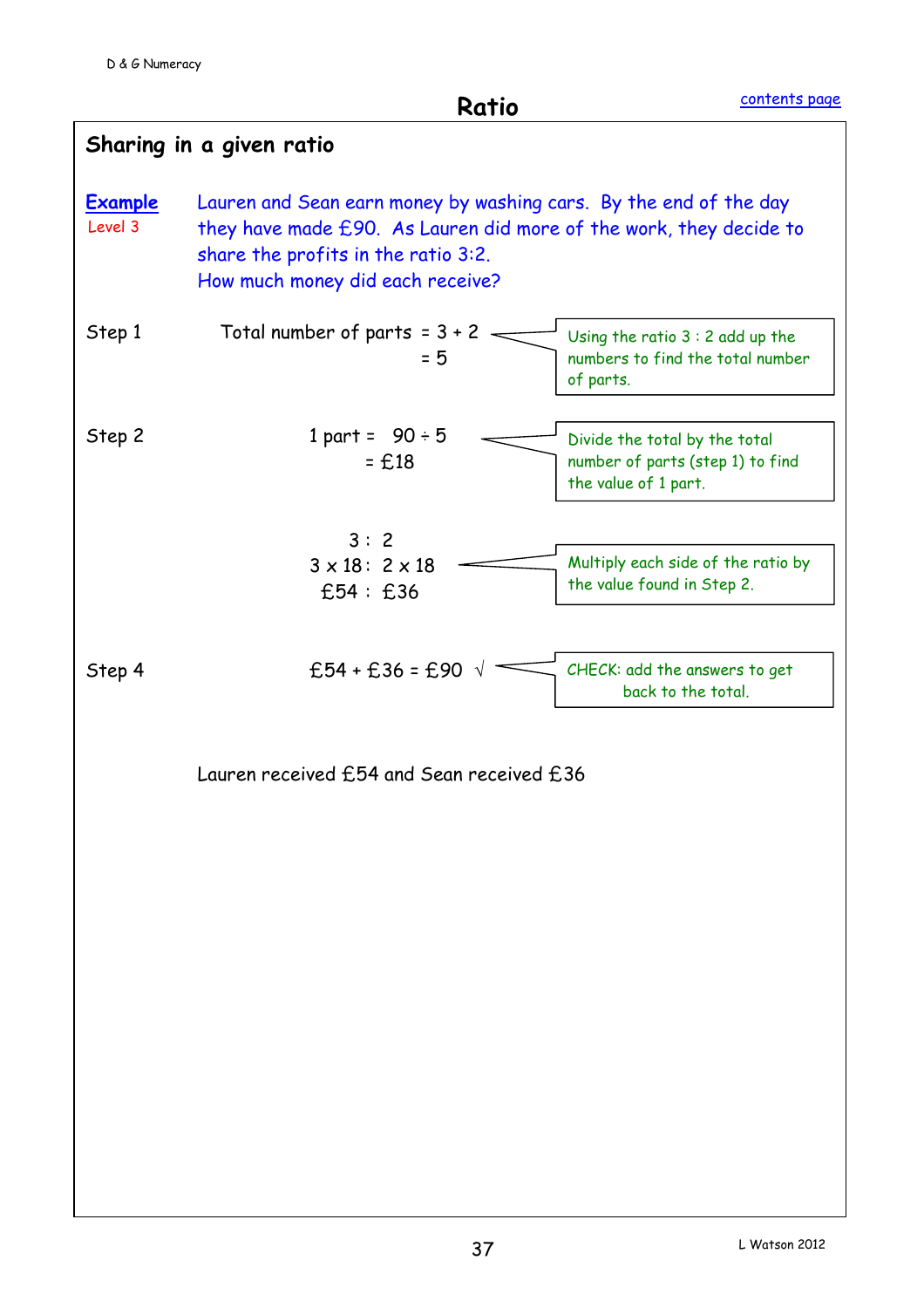## Ratio

### Sharing in a given ratio

**Example** Level 3

Lauren and Sean earn money by washing cars. By the end of the day they have made £90. As Lauren did more of the work, they decide to share the profits in the ratio 3:2.
How much money did each receive?

Step 1

Total number of parts = 3 + 2
= 5

> Using the ratio 3 : 2 add up the numbers to find the total number of parts.

Step 2

1 part = 90 ÷ 5
= £18

> Divide the total by the total number of parts (step 1) to find the value of 1 part.

3 : 2
3 x 18 : 2 x 18
£54 : £36

> Multiply each side of the ratio by the value found in Step 2.

Step 4

£54 + £36 = £90 √

> CHECK: add the answers to get back to the total.

Lauren received £54 and Sean received £36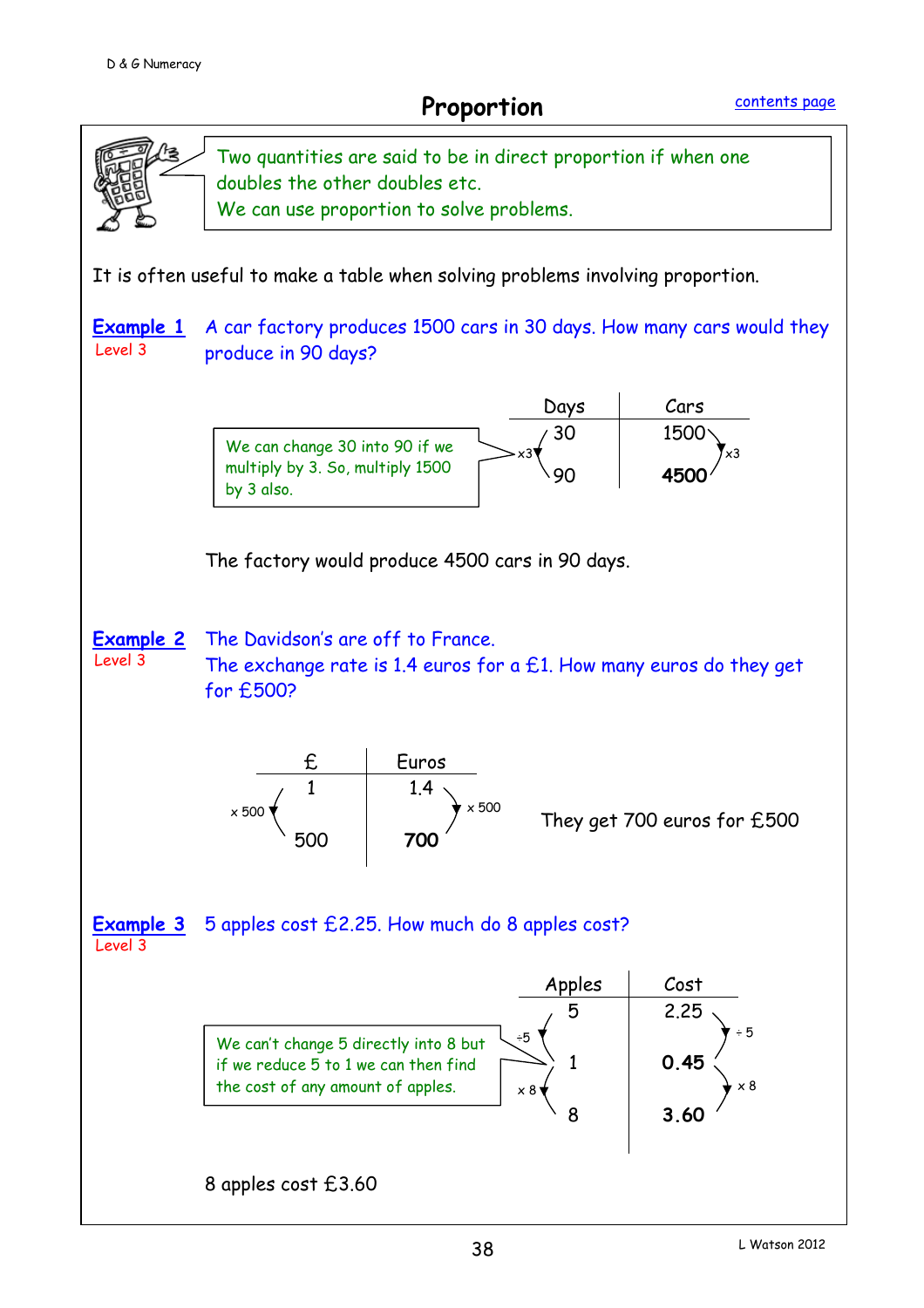# Proportion

Two quantities are said to be in direct proportion if when one doubles the other doubles etc.
We can use proportion to solve problems.

It is often useful to make a table when solving problems involving proportion.

**Example 1** (Level 3)

A car factory produces 1500 cars in 30 days. How many cars would they produce in 90 days?

| Days | Cars |
|---|---|
| 30 | 1500 |
| 90 | **4500** |

(×3 applied to both columns)

We can change 30 into 90 if we multiply by 3. So, multiply 1500 by 3 also.

The factory would produce 4500 cars in 90 days.

**Example 2** (Level 3)

The Davidson's are off to France.
The exchange rate is 1.4 euros for a £1. How many euros do they get for £500?

| £ | Euros |
|---|---|
| 1 | 1.4 |
| 500 | **700** |

(× 500 applied to both columns)

They get 700 euros for £500

**Example 3** (Level 3)

5 apples cost £2.25. How much do 8 apples cost?

| Apples | Cost |
|---|---|
| 5 | 2.25 |
| 1 | **0.45** |
| 8 | **3.60** |

(÷5 then × 8 applied to both columns)

We can't change 5 directly into 8 but if we reduce 5 to 1 we can then find the cost of any amount of apples.

8 apples cost £3.60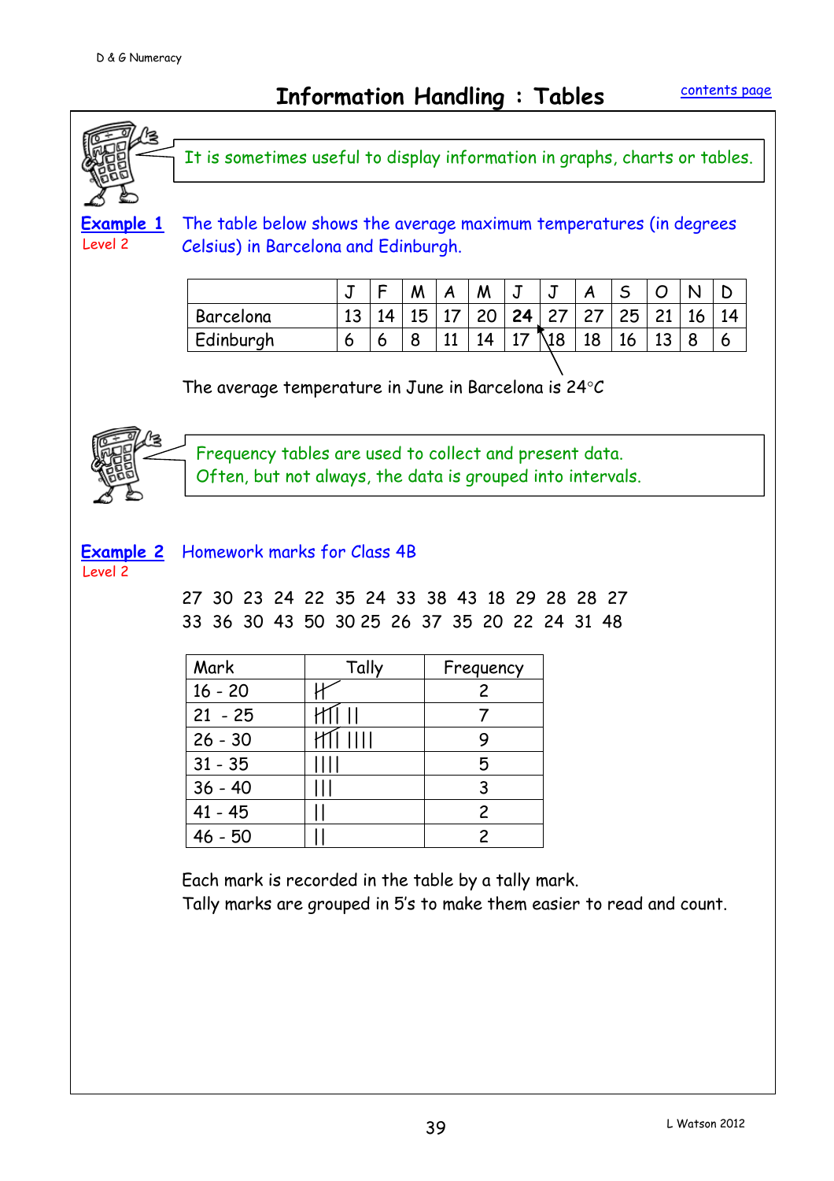# Information Handling : Tables

[contents page]

It is sometimes useful to display information in graphs, charts or tables.

**Example 1**
Level 2

The table below shows the average maximum temperatures (in degrees Celsius) in Barcelona and Edinburgh.

| | J | F | M | A | M | J | J | A | S | O | N | D |
|---|---|---|---|---|---|---|---|---|---|---|---|---|
| Barcelona | 13 | 14 | 15 | 17 | 20 | **24** | 27 | 27 | 25 | 21 | 16 | 14 |
| Edinburgh | 6 | 6 | 8 | 11 | 14 | 17 | 18 | 18 | 16 | 13 | 8 | 6 |

The average temperature in June in Barcelona is 24°C

Frequency tables are used to collect and present data.
Often, but not always, the data is grouped into intervals.

**Example 2**
Level 2

Homework marks for Class 4B

27 30 23 24 22 35 24 33 38 43 18 29 28 28 27
33 36 30 43 50 30 25 26 37 35 20 22 24 31 48

| Mark | Tally | Frequency |
|---|---|---|
| 16 - 20 | \|\| | 2 |
| 21 - 25 | ~~\|\|\|\|~~ \|\| | 7 |
| 26 - 30 | ~~\|\|\|\|~~ \|\|\|\| | 9 |
| 31 - 35 | \|\|\|\| | 5 |
| 36 - 40 | \|\|\| | 3 |
| 41 - 45 | \|\| | 2 |
| 46 - 50 | \|\| | 2 |

Each mark is recorded in the table by a tally mark.
Tally marks are grouped in 5's to make them easier to read and count.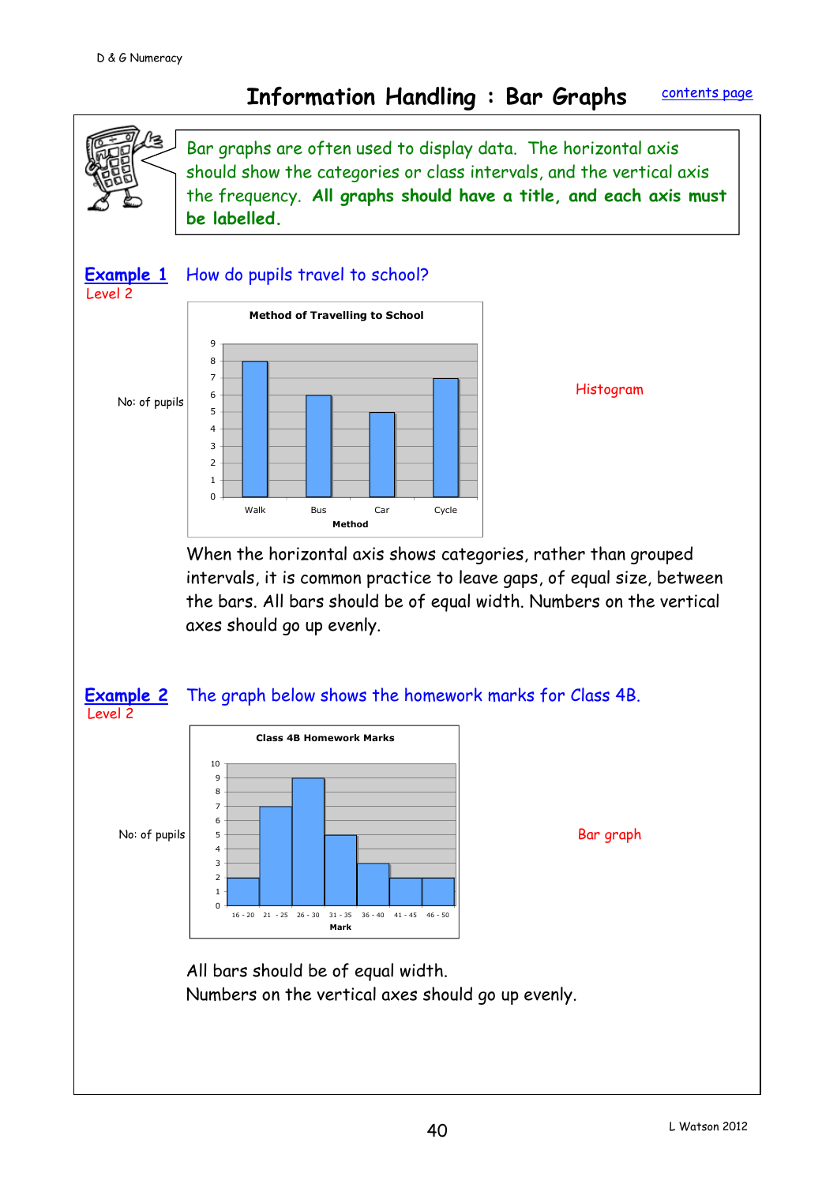D & G Numeracy

# Information Handling : Bar Graphs

contents page

Bar graphs are often used to display data. The horizontal axis should show the categories or class intervals, and the vertical axis the frequency. **All graphs should have a title, and each axis must be labelled.**

## Example 1

Level 2

How do pupils travel to school?

**Method of Travelling to School**

| Method | No: of pupils |
|---|---|
| Walk | 8 |
| Bus | 6 |
| Car | 5 |
| Cycle | 7 |

Histogram

When the horizontal axis shows categories, rather than grouped intervals, it is common practice to leave gaps, of equal size, between the bars. All bars should be of equal width. Numbers on the vertical axes should go up evenly.

## Example 2

Level 2

The graph below shows the homework marks for Class 4B.

**Class 4B Homework Marks**

| Mark | No: of pupils |
|---|---|
| 16 - 20 | 2 |
| 21 - 25 | 7 |
| 26 - 30 | 9 |
| 31 - 35 | 5 |
| 36 - 40 | 3 |
| 41 - 45 | 2 |
| 46 - 50 | 2 |

Bar graph

All bars should be of equal width.
Numbers on the vertical axes should go up evenly.

L Watson 2012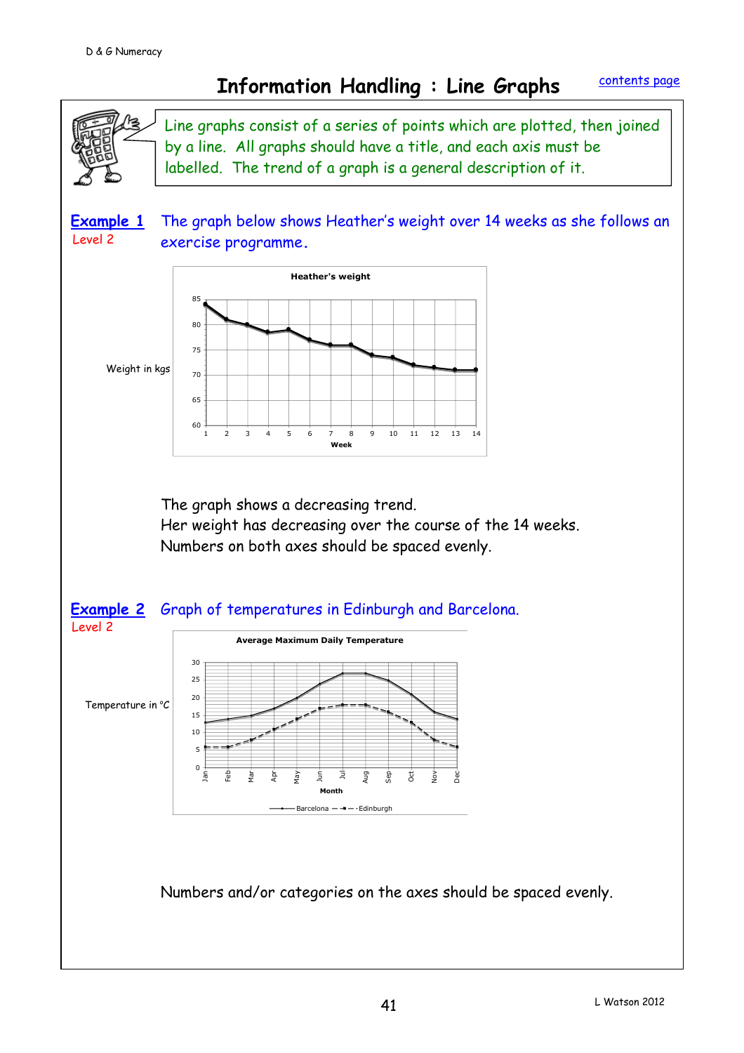# Information Handling : Line Graphs

contents page

Line graphs consist of a series of points which are plotted, then joined by a line. All graphs should have a title, and each axis must be labelled. The trend of a graph is a general description of it.

**Example 1**
Level 2

The graph below shows Heather's weight over 14 weeks as she follows an exercise programme.

Heather's weight

Weight in kgs

Week

The graph shows a decreasing trend.
Her weight has decreasing over the course of the 14 weeks.
Numbers on both axes should be spaced evenly.

**Example 2**
Level 2

Graph of temperatures in Edinburgh and Barcelona.

Average Maximum Daily Temperature

Temperature in °C

Month

Barcelona — Edinburgh

Numbers and/or categories on the axes should be spaced evenly.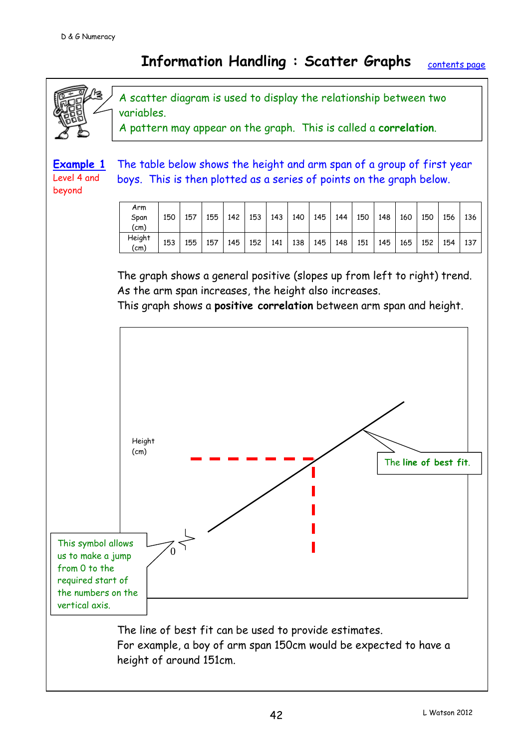# Information Handling : Scatter Graphs

contents page

A scatter diagram is used to display the relationship between two variables.
A pattern may appear on the graph. This is called a **correlation**.

**Example 1**
Level 4 and beyond

The table below shows the height and arm span of a group of first year boys. This is then plotted as a series of points on the graph below.

| Arm Span (cm) | 150 | 157 | 155 | 142 | 153 | 143 | 140 | 145 | 144 | 150 | 148 | 160 | 150 | 156 | 136 |
|---|---|---|---|---|---|---|---|---|---|---|---|---|---|---|---|
| Height (cm) | 153 | 155 | 157 | 145 | 152 | 141 | 138 | 145 | 148 | 151 | 145 | 165 | 152 | 154 | 137 |

The graph shows a general positive (slopes up from left to right) trend.
As the arm span increases, the height also increases.
This graph shows a **positive correlation** between arm span and height.

Height (cm)

0

The **line of best fit**.

This symbol allows us to make a jump from 0 to the required start of the numbers on the vertical axis.

The line of best fit can be used to provide estimates.
For example, a boy of arm span 150cm would be expected to have a height of around 151cm.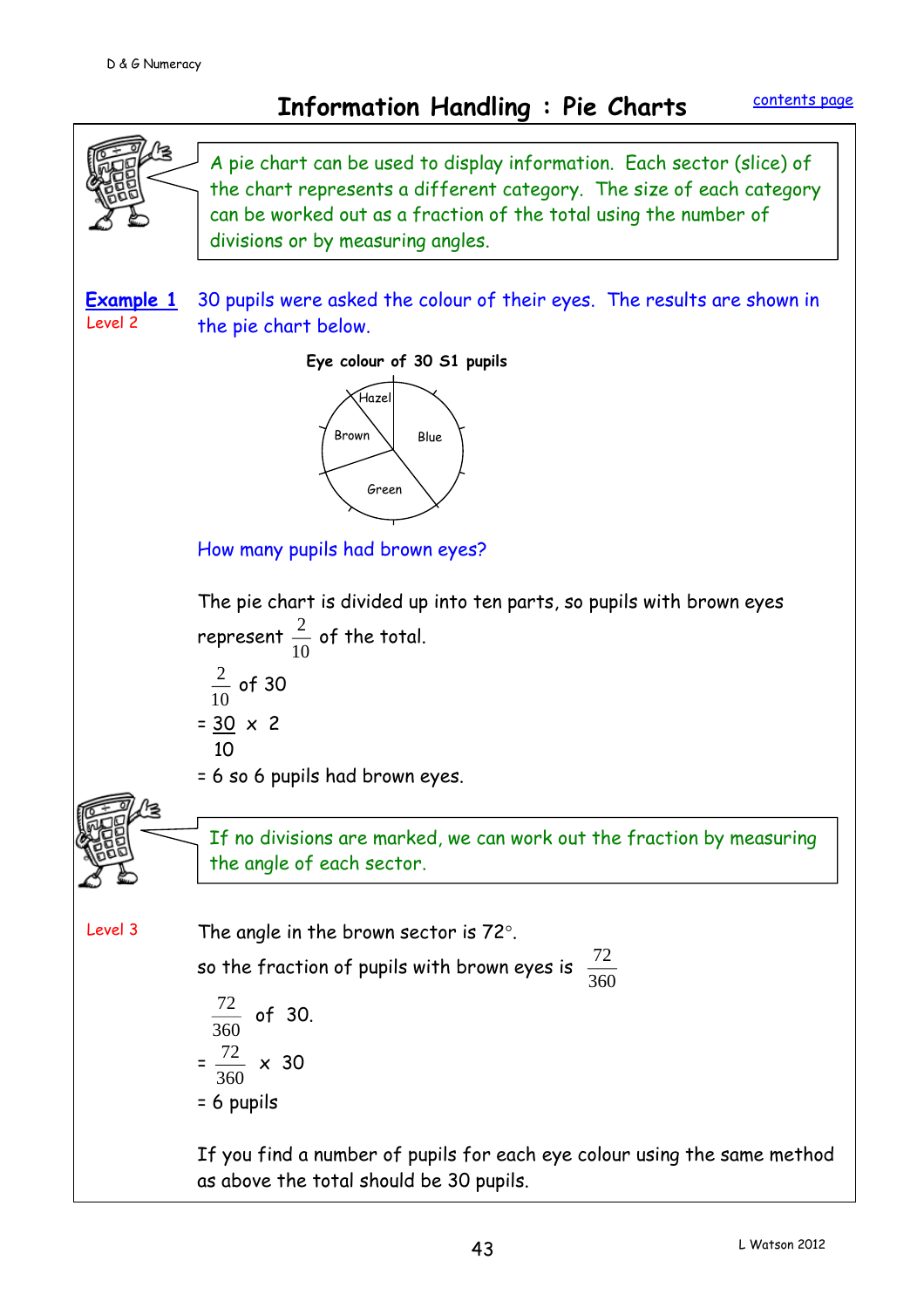D & G Numeracy

# Information Handling : Pie Charts

contents page

A pie chart can be used to display information. Each sector (slice) of the chart represents a different category. The size of each category can be worked out as a fraction of the total using the number of divisions or by measuring angles.

**Example 1**
Level 2

30 pupils were asked the colour of their eyes. The results are shown in the pie chart below.

Eye colour of 30 S1 pupils

Hazel
Brown
Blue
Green

How many pupils had brown eyes?

The pie chart is divided up into ten parts, so pupils with brown eyes represent $\frac{2}{10}$ of the total.

$\frac{2}{10}$ of 30

$= \frac{30}{10} \times 2$

= 6 so 6 pupils had brown eyes.

If no divisions are marked, we can work out the fraction by measuring the angle of each sector.

Level 3

The angle in the brown sector is 72°.

so the fraction of pupils with brown eyes is $\frac{72}{360}$

$\frac{72}{360}$ of 30.

$= \frac{72}{360} \times 30$

= 6 pupils

If you find a number of pupils for each eye colour using the same method as above the total should be 30 pupils.

L Watson 2012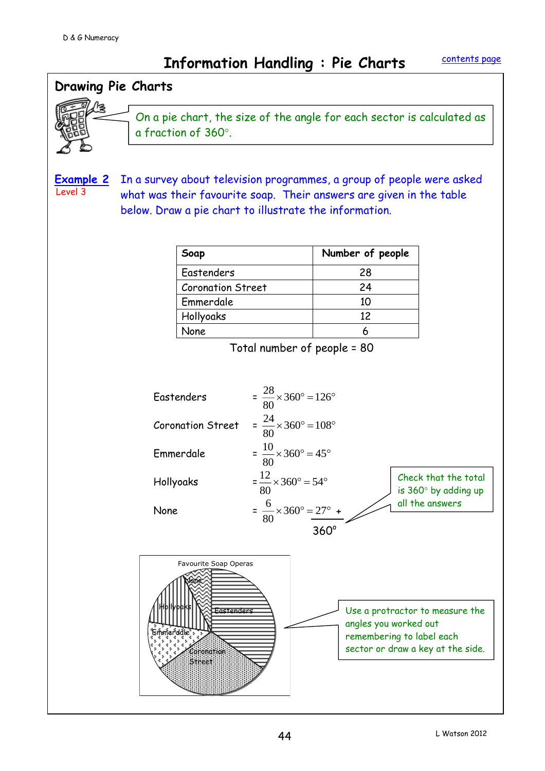# Information Handling : Pie Charts

contents page

## Drawing Pie Charts

On a pie chart, the size of the angle for each sector is calculated as a fraction of 360°.

**Example 2** Level 3

In a survey about television programmes, a group of people were asked what was their favourite soap. Their answers are given in the table below. Draw a pie chart to illustrate the information.

| Soap | Number of people |
|---|---|
| Eastenders | 28 |
| Coronation Street | 24 |
| Emmerdale | 10 |
| Hollyoaks | 12 |
| None | 6 |

Total number of people = 80

Eastenders $= \frac{28}{80} \times 360° = 126°$

Coronation Street $= \frac{24}{80} \times 360° = 108°$

Emmerdale $= \frac{10}{80} \times 360° = 45°$

Hollyoaks $= \frac{12}{80} \times 360° = 54°$

None $= \frac{6}{80} \times 360° = 27°$ +

360°

Check that the total is 360° by adding up all the answers

Favourite Soap Operas

None, Hollyoaks, Eastenders, Emmerdale, Coronation Street

Use a protractor to measure the angles you worked out remembering to label each sector or draw a key at the side.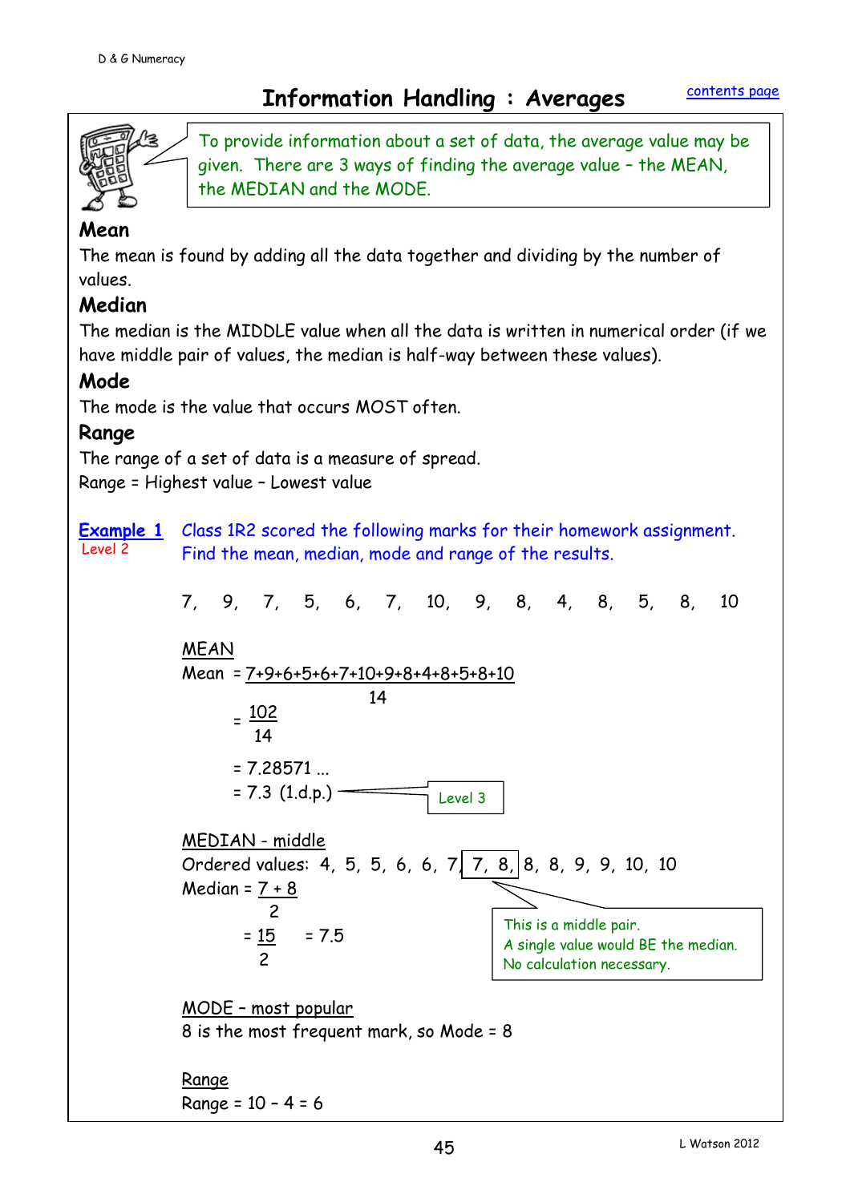# Information Handling : Averages

contents page

To provide information about a set of data, the average value may be given. There are 3 ways of finding the average value – the MEAN, the MEDIAN and the MODE.

### Mean

The mean is found by adding all the data together and dividing by the number of values.

### Median

The median is the MIDDLE value when all the data is written in numerical order (if we have middle pair of values, the median is half-way between these values).

### Mode

The mode is the value that occurs MOST often.

### Range

The range of a set of data is a measure of spread.
Range = Highest value – Lowest value

**Example 1** Class 1R2 scored the following marks for their homework assignment. Find the mean, median, mode and range of the results.
Level 2

7, 9, 7, 5, 6, 7, 10, 9, 8, 4, 8, 5, 8, 10

MEAN

$$\text{Mean} = \frac{7+9+6+5+6+7+10+9+8+4+8+5+8+10}{14}$$

$$= \frac{102}{14}$$

$$= 7.28571 \ldots$$

$$= 7.3 \text{ (1.d.p.)}$$

Level 3

MEDIAN - middle

Ordered values: 4, 5, 5, 6, 6, 7, 7, 8, 8, 8, 9, 9, 10, 10

$$\text{Median} = \frac{7+8}{2}$$

$$= \frac{15}{2} = 7.5$$

This is a middle pair.
A single value would BE the median.
No calculation necessary.

MODE – most popular

8 is the most frequent mark, so Mode = 8

Range

Range = 10 – 4 = 6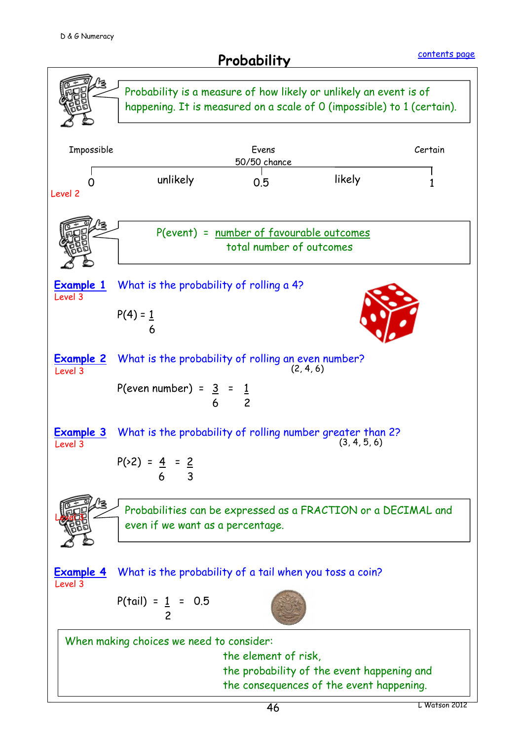# Probability

[contents page]

Probability is a measure of how likely or unlikely an event is of happening. It is measured on a scale of 0 (impossible) to 1 (certain).

| Impossible | | Evens 50/50 chance | | Certain |
|---|---|---|---|---|
| 0 | unlikely | 0.5 | likely | 1 |

Level 2

$$P(\text{event}) = \frac{\text{number of favourable outcomes}}{\text{total number of outcomes}}$$

**Example 1** What is the probability of rolling a 4?
Level 3

$$P(4) = \frac{1}{6}$$

**Example 2** What is the probability of rolling an even number? (2, 4, 6)
Level 3

$$P(\text{even number}) = \frac{3}{6} = \frac{1}{2}$$

**Example 3** What is the probability of rolling number greater than 2? (3, 4, 5, 6)
Level 3

$$P(>2) = \frac{4}{6} = \frac{2}{3}$$

Probabilities can be expressed as a FRACTION or a DECIMAL and even if we want as a percentage.

**Example 4** What is the probability of a tail when you toss a coin?
Level 3

$$P(\text{tail}) = \frac{1}{2} = 0.5$$

When making choices we need to consider:
the element of risk,
the probability of the event happening and
the consequences of the event happening.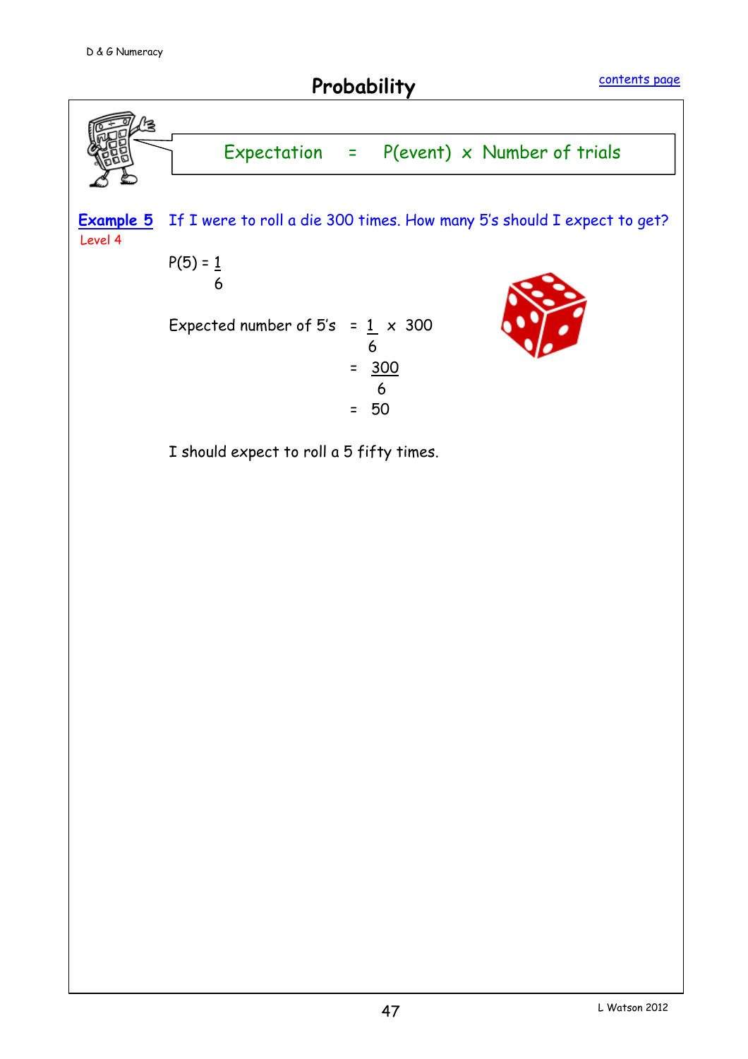# Probability

Expectation = P(event) x Number of trials

**Example 5** If I were to roll a die 300 times. How many 5's should I expect to get?

Level 4

$P(5) = \frac{1}{6}$

$$\text{Expected number of 5's} = \frac{1}{6} \times 300$$

$$= \frac{300}{6}$$

$$= 50$$

I should expect to roll a 5 fifty times.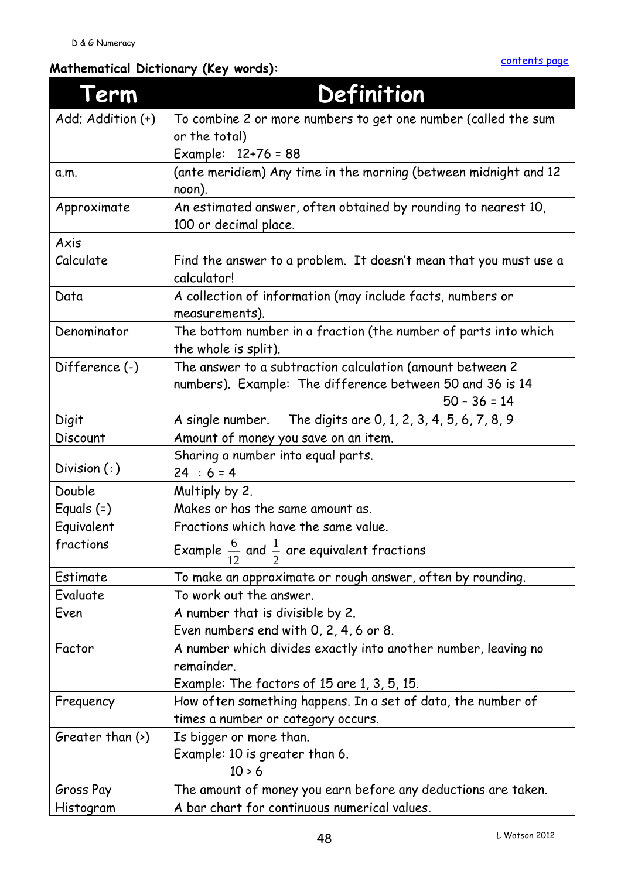contents page

**Mathematical Dictionary (Key words):**

| Term | Definition |
|---|---|
| Add; Addition (+) | To combine 2 or more numbers to get one number (called the sum or the total)<br>Example: 12+76 = 88 |
| a.m. | (ante meridiem) Any time in the morning (between midnight and 12 noon). |
| Approximate | An estimated answer, often obtained by rounding to nearest 10, 100 or decimal place. |
| Axis | |
| Calculate | Find the answer to a problem. It doesn't mean that you must use a calculator! |
| Data | A collection of information (may include facts, numbers or measurements). |
| Denominator | The bottom number in a fraction (the number of parts into which the whole is split). |
| Difference (-) | The answer to a subtraction calculation (amount between 2 numbers). Example: The difference between 50 and 36 is 14<br>50 – 36 = 14 |
| Digit | A single number. The digits are 0, 1, 2, 3, 4, 5, 6, 7, 8, 9 |
| Discount | Amount of money you save on an item. |
| Division (÷) | Sharing a number into equal parts.<br>24 ÷ 6 = 4 |
| Double | Multiply by 2. |
| Equals (=) | Makes or has the same amount as. |
| Equivalent fractions | Fractions which have the same value.<br>Example $\frac{6}{12}$ and $\frac{1}{2}$ are equivalent fractions |
| Estimate | To make an approximate or rough answer, often by rounding. |
| Evaluate | To work out the answer. |
| Even | A number that is divisible by 2.<br>Even numbers end with 0, 2, 4, 6 or 8. |
| Factor | A number which divides exactly into another number, leaving no remainder.<br>Example: The factors of 15 are 1, 3, 5, 15. |
| Frequency | How often something happens. In a set of data, the number of times a number or category occurs. |
| Greater than (>) | Is bigger or more than.<br>Example: 10 is greater than 6.<br>10 > 6 |
| Gross Pay | The amount of money you earn before any deductions are taken. |
| Histogram | A bar chart for continuous numerical values. |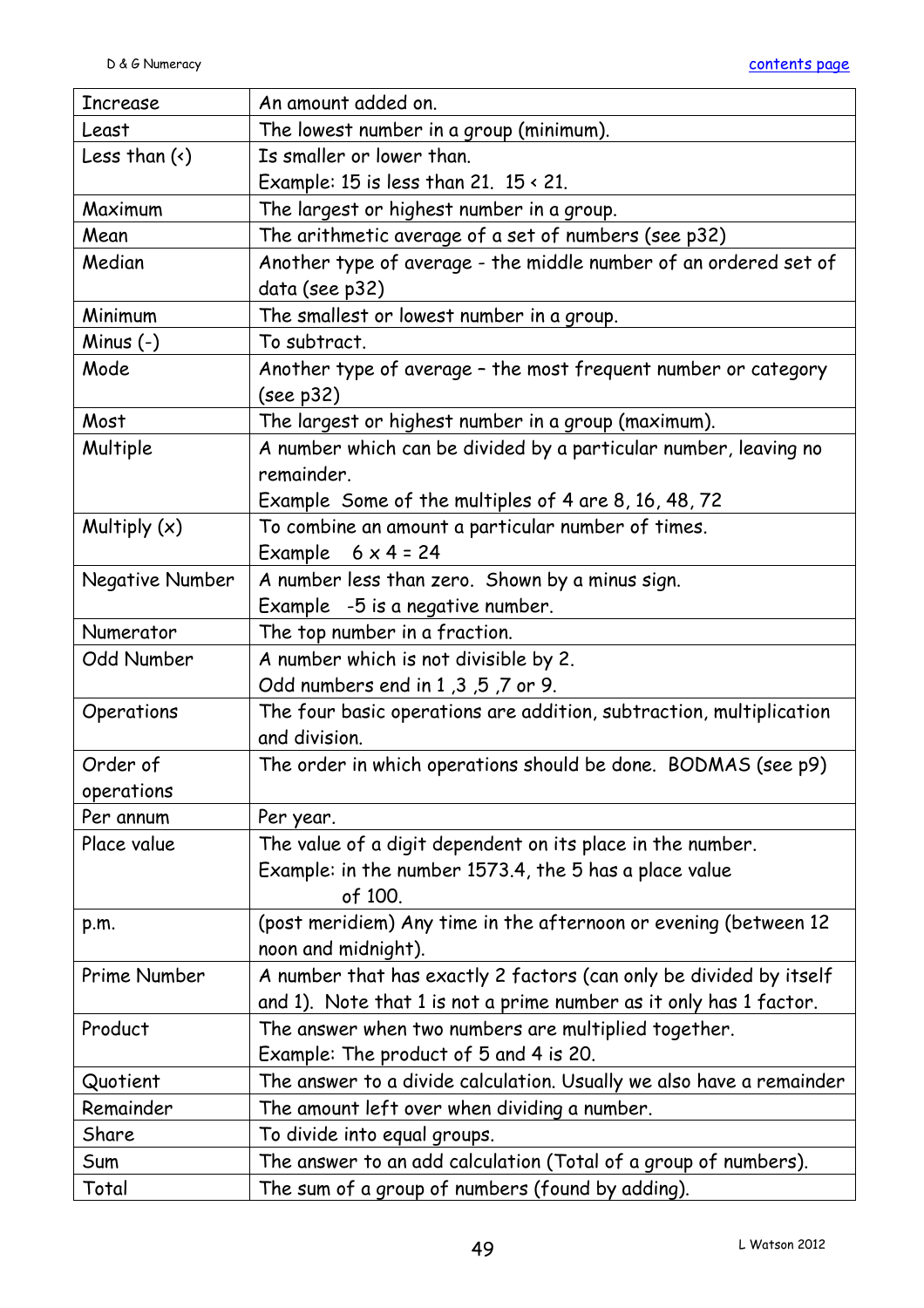| | |
|---|---|
| Increase | An amount added on. |
| Least | The lowest number in a group (minimum). |
| Less than (<) | Is smaller or lower than.<br>Example: 15 is less than 21. 15 < 21. |
| Maximum | The largest or highest number in a group. |
| Mean | The arithmetic average of a set of numbers (see p32) |
| Median | Another type of average - the middle number of an ordered set of data (see p32) |
| Minimum | The smallest or lowest number in a group. |
| Minus (-) | To subtract. |
| Mode | Another type of average – the most frequent number or category (see p32) |
| Most | The largest or highest number in a group (maximum). |
| Multiple | A number which can be divided by a particular number, leaving no remainder.<br>Example Some of the multiples of 4 are 8, 16, 48, 72 |
| Multiply (x) | To combine an amount a particular number of times.<br>Example 6 x 4 = 24 |
| Negative Number | A number less than zero. Shown by a minus sign.<br>Example -5 is a negative number. |
| Numerator | The top number in a fraction. |
| Odd Number | A number which is not divisible by 2.<br>Odd numbers end in 1 ,3 ,5 ,7 or 9. |
| Operations | The four basic operations are addition, subtraction, multiplication and division. |
| Order of operations | The order in which operations should be done. BODMAS (see p9) |
| Per annum | Per year. |
| Place value | The value of a digit dependent on its place in the number.<br>Example: in the number 1573.4, the 5 has a place value of 100. |
| p.m. | (post meridiem) Any time in the afternoon or evening (between 12 noon and midnight). |
| Prime Number | A number that has exactly 2 factors (can only be divided by itself and 1). Note that 1 is not a prime number as it only has 1 factor. |
| Product | The answer when two numbers are multiplied together.<br>Example: The product of 5 and 4 is 20. |
| Quotient | The answer to a divide calculation. Usually we also have a remainder |
| Remainder | The amount left over when dividing a number. |
| Share | To divide into equal groups. |
| Sum | The answer to an add calculation (Total of a group of numbers). |
| Total | The sum of a group of numbers (found by adding). |

L Watson 2012